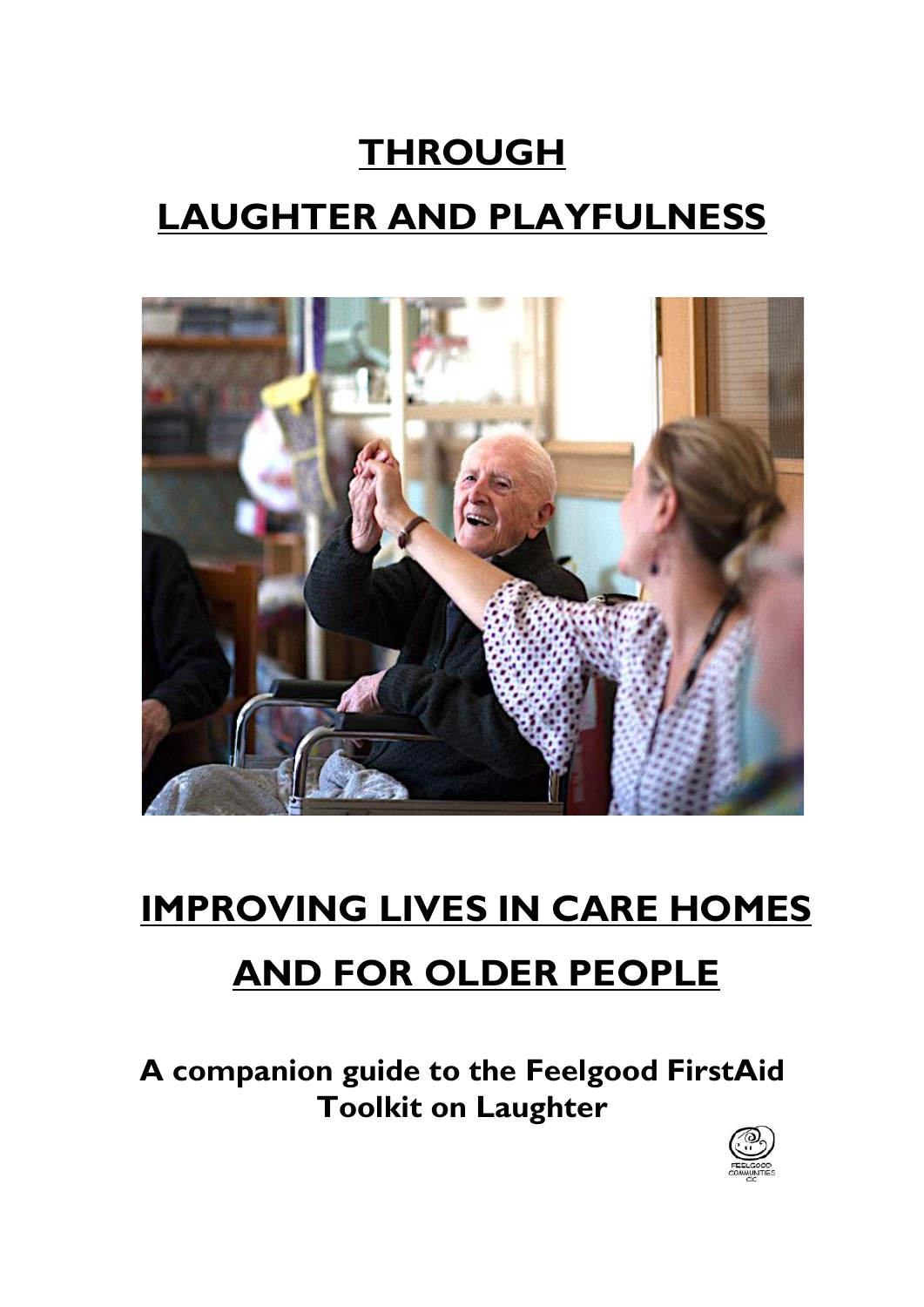# THROUGH

# LAUGHTER AND PLAYFULNESS

# IMPROVING LIVES IN CARE HOMES

# AND FOR OLDER PEOPLE

**A companion guide to the Feelgood FirstAid Toolkit on Laughter**

FEELGOOD COMMUNITIES CIC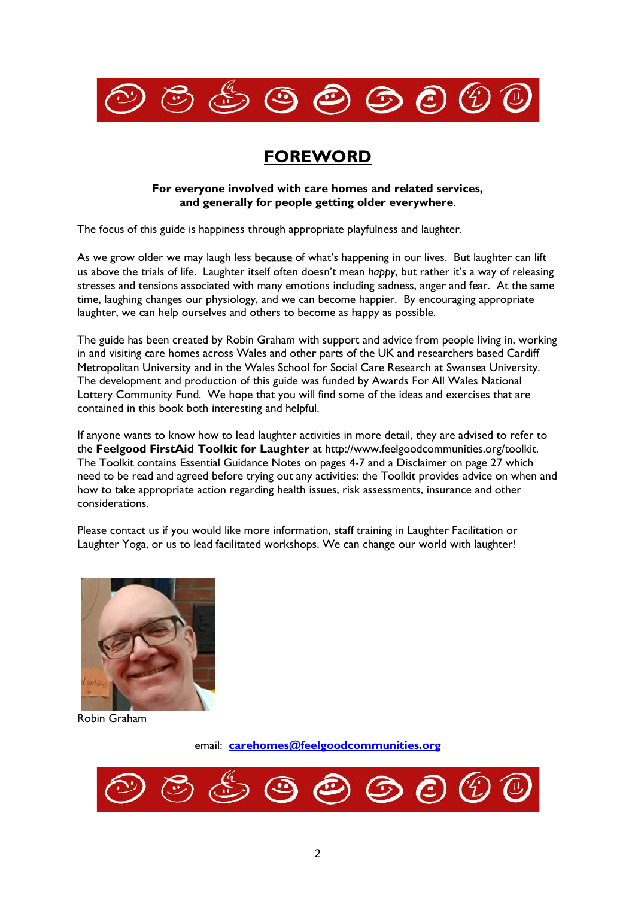# FOREWORD

**For everyone involved with care homes and related services, and generally for people getting older everywhere.**

The focus of this guide is happiness through appropriate playfulness and laughter.

As we grow older we may laugh less **because** of what's happening in our lives. But laughter can lift us above the trials of life. Laughter itself often doesn't mean *happy*, but rather it's a way of releasing stresses and tensions associated with many emotions including sadness, anger and fear. At the same time, laughing changes our physiology, and we can become happier. By encouraging appropriate laughter, we can help ourselves and others to become as happy as possible.

The guide has been created by Robin Graham with support and advice from people living in, working in and visiting care homes across Wales and other parts of the UK and researchers based Cardiff Metropolitan University and in the Wales School for Social Care Research at Swansea University. The development and production of this guide was funded by Awards For All Wales National Lottery Community Fund. We hope that you will find some of the ideas and exercises that are contained in this book both interesting and helpful.

If anyone wants to know how to lead laughter activities in more detail, they are advised to refer to the **Feelgood FirstAid Toolkit for Laughter** at http://www.feelgoodcommunities.org/toolkit. The Toolkit contains Essential Guidance Notes on pages 4-7 and a Disclaimer on page 27 which need to be read and agreed before trying out any activities: the Toolkit provides advice on when and how to take appropriate action regarding health issues, risk assessments, insurance and other considerations.

Please contact us if you would like more information, staff training in Laughter Facilitation or Laughter Yoga, or us to lead facilitated workshops. We can change our world with laughter!

Robin Graham

email: **carehomes@feelgoodcommunities.org**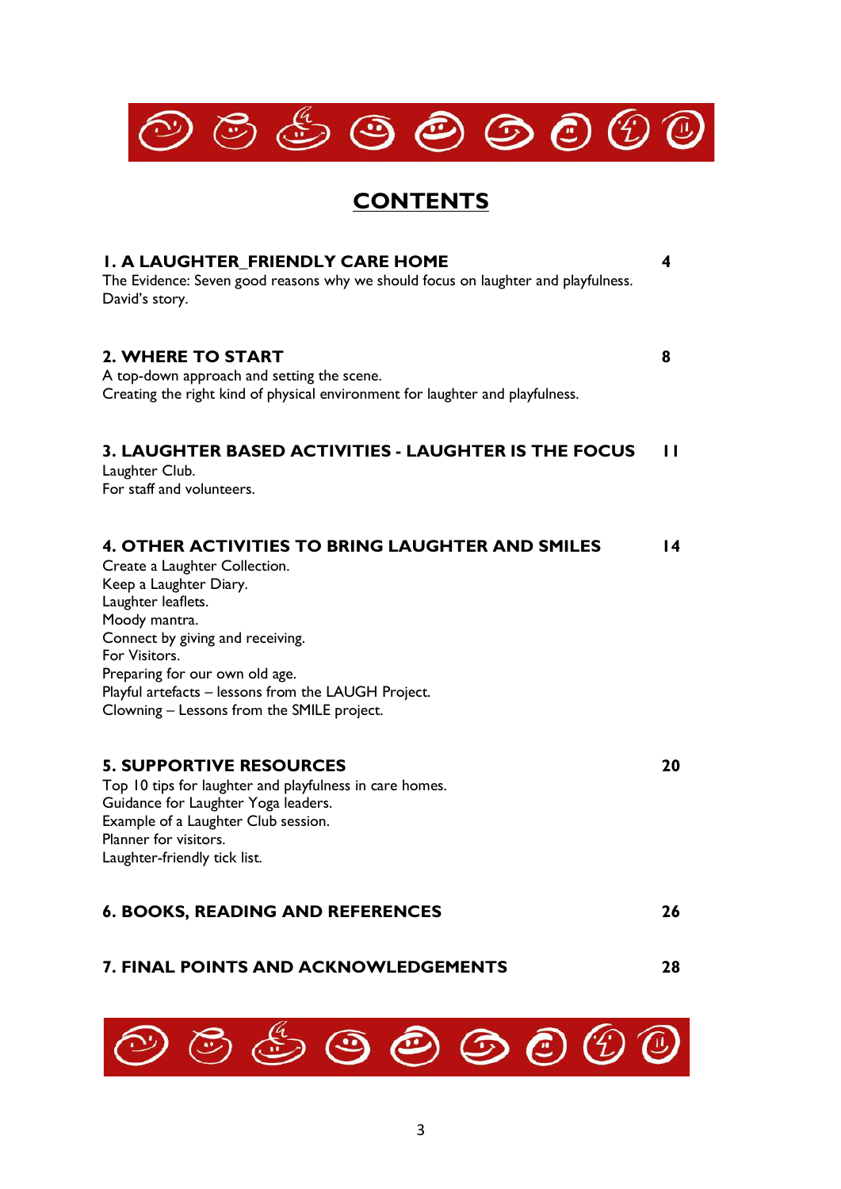# CONTENTS

**1. A LAUGHTER_FRIENDLY CARE HOME** **4**

The Evidence: Seven good reasons why we should focus on laughter and playfulness.
David's story.

**2. WHERE TO START** **8**

A top-down approach and setting the scene.
Creating the right kind of physical environment for laughter and playfulness.

**3. LAUGHTER BASED ACTIVITIES - LAUGHTER IS THE FOCUS** **11**

Laughter Club.
For staff and volunteers.

**4. OTHER ACTIVITIES TO BRING LAUGHTER AND SMILES** **14**

Create a Laughter Collection.
Keep a Laughter Diary.
Laughter leaflets.
Moody mantra.
Connect by giving and receiving.
For Visitors.
Preparing for our own old age.
Playful artefacts – lessons from the LAUGH Project.
Clowning – Lessons from the SMILE project.

**5. SUPPORTIVE RESOURCES** **20**

Top 10 tips for laughter and playfulness in care homes.
Guidance for Laughter Yoga leaders.
Example of a Laughter Club session.
Planner for visitors.
Laughter-friendly tick list.

**6. BOOKS, READING AND REFERENCES** **26**

**7. FINAL POINTS AND ACKNOWLEDGEMENTS** **28**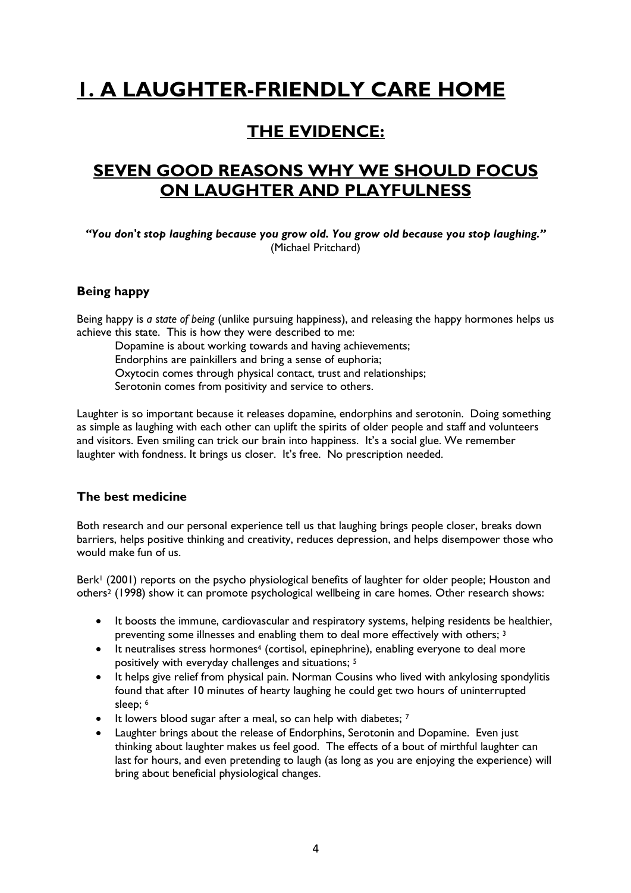# 1. A LAUGHTER-FRIENDLY CARE HOME

## THE EVIDENCE:

## SEVEN GOOD REASONS WHY WE SHOULD FOCUS ON LAUGHTER AND PLAYFULNESS

***"You don't stop laughing because you grow old. You grow old because you stop laughing."***
(Michael Pritchard)

### Being happy

Being happy is *a state of being* (unlike pursuing happiness), and releasing the happy hormones helps us achieve this state. This is how they were described to me:

Dopamine is about working towards and having achievements;
Endorphins are painkillers and bring a sense of euphoria;
Oxytocin comes through physical contact, trust and relationships;
Serotonin comes from positivity and service to others.

Laughter is so important because it releases dopamine, endorphins and serotonin. Doing something as simple as laughing with each other can uplift the spirits of older people and staff and volunteers and visitors. Even smiling can trick our brain into happiness. It's a social glue. We remember laughter with fondness. It brings us closer. It's free. No prescription needed.

### The best medicine

Both research and our personal experience tell us that laughing brings people closer, breaks down barriers, helps positive thinking and creativity, reduces depression, and helps disempower those who would make fun of us.

Berk[1] (2001) reports on the psycho physiological benefits of laughter for older people; Houston and others[2] (1998) show it can promote psychological wellbeing in care homes. Other research shows:

- It boosts the immune, cardiovascular and respiratory systems, helping residents be healthier, preventing some illnesses and enabling them to deal more effectively with others; [3]
- It neutralises stress hormones[4] (cortisol, epinephrine), enabling everyone to deal more positively with everyday challenges and situations; [5]
- It helps give relief from physical pain. Norman Cousins who lived with ankylosing spondylitis found that after 10 minutes of hearty laughing he could get two hours of uninterrupted sleep; [6]
- It lowers blood sugar after a meal, so can help with diabetes; [7]
- Laughter brings about the release of Endorphins, Serotonin and Dopamine. Even just thinking about laughter makes us feel good. The effects of a bout of mirthful laughter can last for hours, and even pretending to laugh (as long as you are enjoying the experience) will bring about beneficial physiological changes.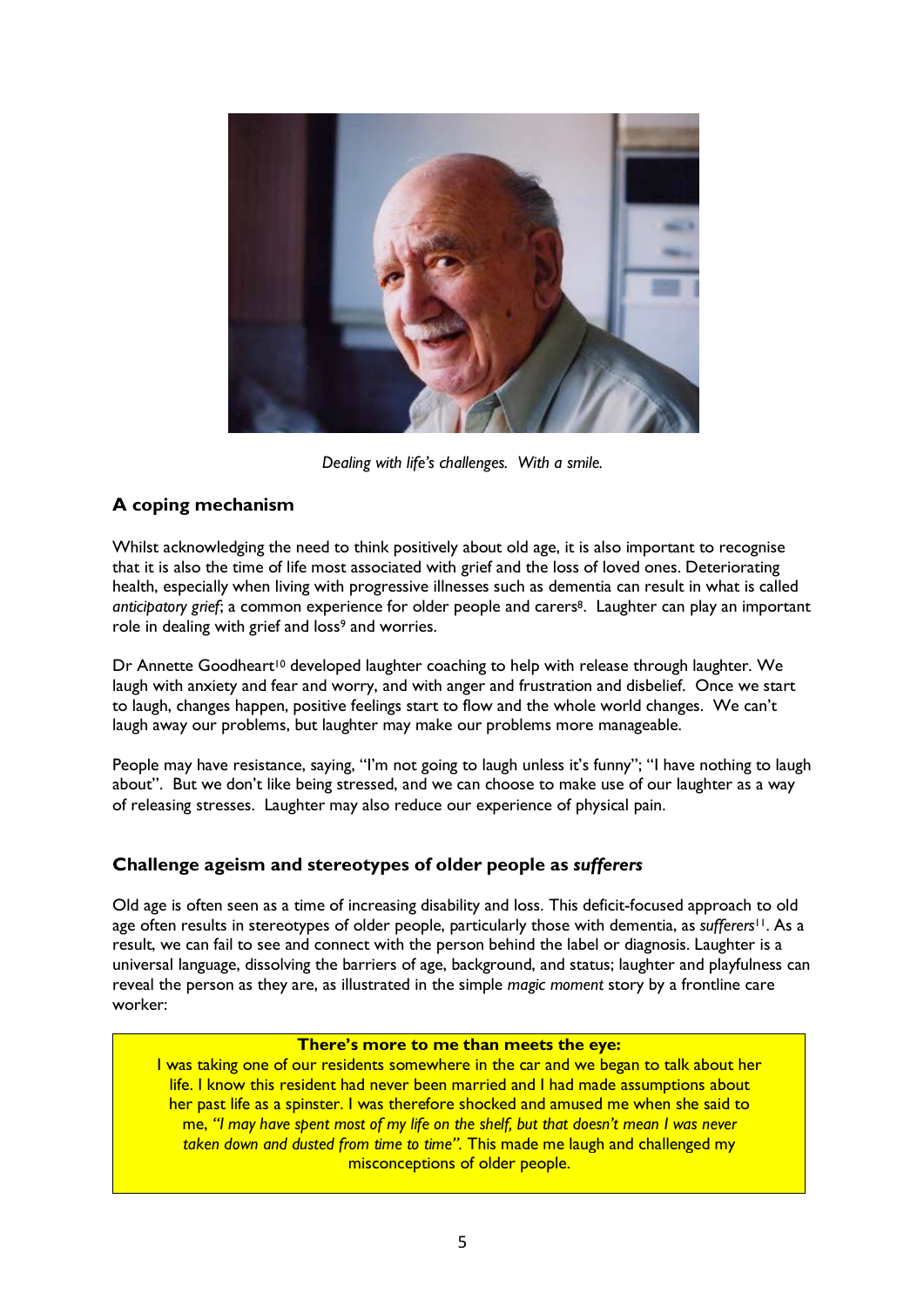*Dealing with life's challenges. With a smile.*

## A coping mechanism

Whilst acknowledging the need to think positively about old age, it is also important to recognise that it is also the time of life most associated with grief and the loss of loved ones. Deteriorating health, especially when living with progressive illnesses such as dementia can result in what is called *anticipatory grief*; a common experience for older people and carers[8]. Laughter can play an important role in dealing with grief and loss[9] and worries.

Dr Annette Goodheart[10] developed laughter coaching to help with release through laughter. We laugh with anxiety and fear and worry, and with anger and frustration and disbelief. Once we start to laugh, changes happen, positive feelings start to flow and the whole world changes. We can't laugh away our problems, but laughter may make our problems more manageable.

People may have resistance, saying, "I'm not going to laugh unless it's funny"; "I have nothing to laugh about". But we don't like being stressed, and we can choose to make use of our laughter as a way of releasing stresses. Laughter may also reduce our experience of physical pain.

## Challenge ageism and stereotypes of older people as *sufferers*

Old age is often seen as a time of increasing disability and loss. This deficit-focused approach to old age often results in stereotypes of older people, particularly those with dementia, as *sufferers*[11]. As a result, we can fail to see and connect with the person behind the label or diagnosis. Laughter is a universal language, dissolving the barriers of age, background, and status; laughter and playfulness can reveal the person as they are, as illustrated in the simple *magic moment* story by a frontline care worker:

**There's more to me than meets the eye:**

I was taking one of our residents somewhere in the car and we began to talk about her life. I know this resident had never been married and I had made assumptions about her past life as a spinster. I was therefore shocked and amused me when she said to me, *"I may have spent most of my life on the shelf, but that doesn't mean I was never taken down and dusted from time to time".* This made me laugh and challenged my misconceptions of older people.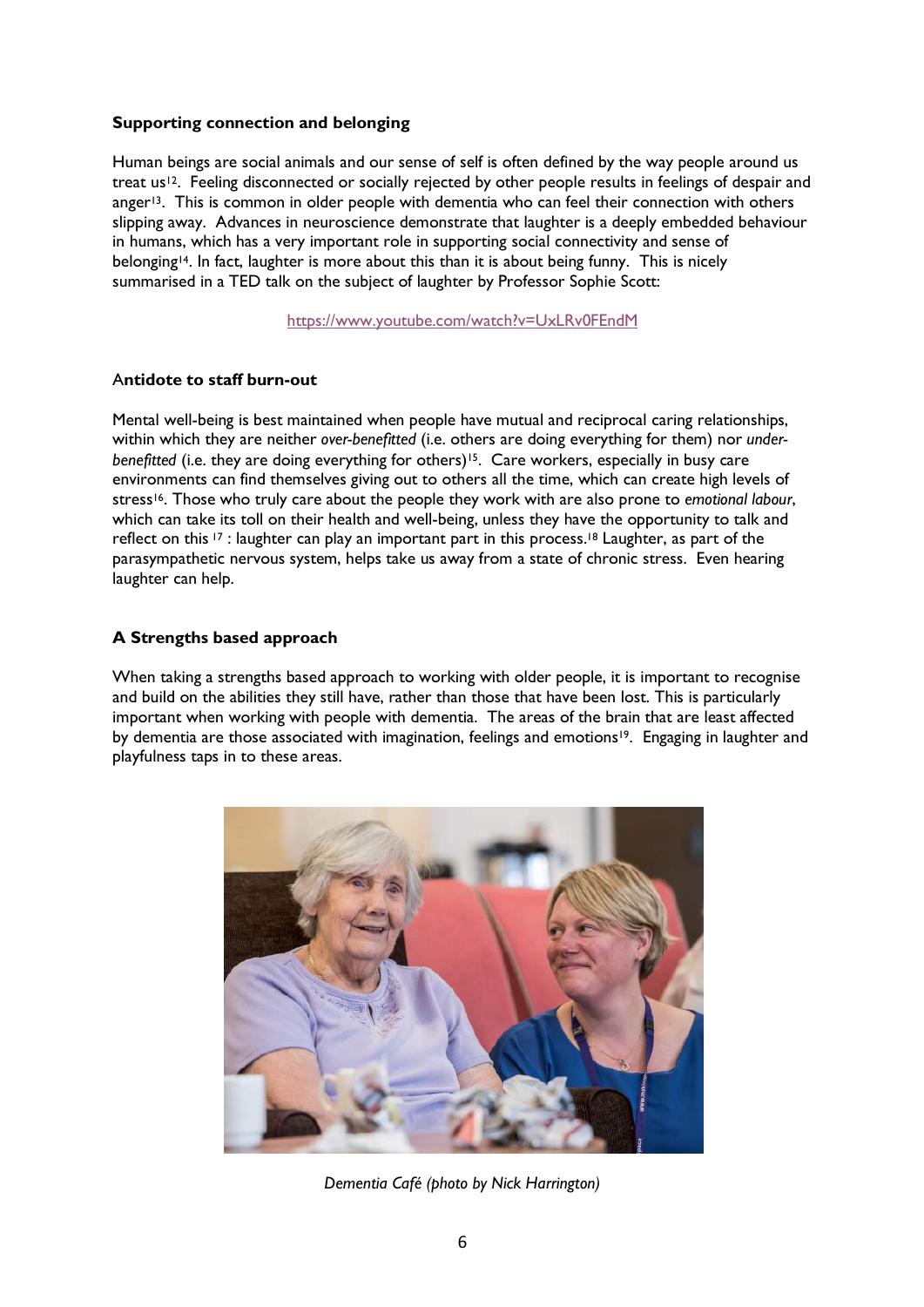### Supporting connection and belonging

Human beings are social animals and our sense of self is often defined by the way people around us treat us[12]. Feeling disconnected or socially rejected by other people results in feelings of despair and anger[13]. This is common in older people with dementia who can feel their connection with others slipping away. Advances in neuroscience demonstrate that laughter is a deeply embedded behaviour in humans, which has a very important role in supporting social connectivity and sense of belonging[14]. In fact, laughter is more about this than it is about being funny. This is nicely summarised in a TED talk on the subject of laughter by Professor Sophie Scott:

https://www.youtube.com/watch?v=UxLRv0FEndM

### Antidote to staff burn-out

Mental well-being is best maintained when people have mutual and reciprocal caring relationships, within which they are neither *over-benefitted* (i.e. others are doing everything for them) nor *under-benefitted* (i.e. they are doing everything for others)[15]. Care workers, especially in busy care environments can find themselves giving out to others all the time, which can create high levels of stress[16]. Those who truly care about the people they work with are also prone to *emotional labour*, which can take its toll on their health and well-being, unless they have the opportunity to talk and reflect on this [17] : laughter can play an important part in this process.[18] Laughter, as part of the parasympathetic nervous system, helps take us away from a state of chronic stress. Even hearing laughter can help.

### A Strengths based approach

When taking a strengths based approach to working with older people, it is important to recognise and build on the abilities they still have, rather than those that have been lost. This is particularly important when working with people with dementia. The areas of the brain that are least affected by dementia are those associated with imagination, feelings and emotions[19]. Engaging in laughter and playfulness taps in to these areas.

*Dementia Café (photo by Nick Harrington)*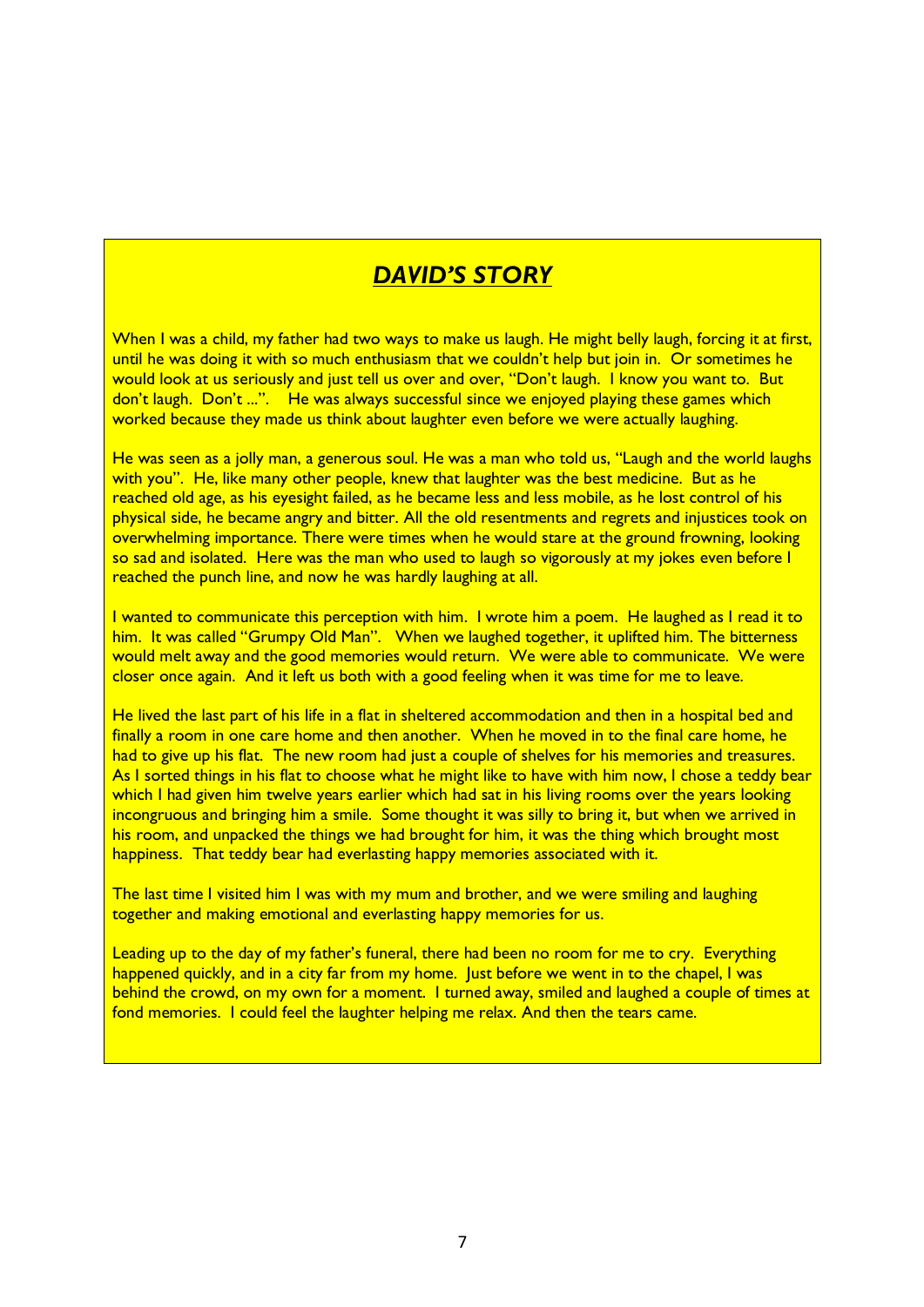## ***DAVID'S STORY***

When I was a child, my father had two ways to make us laugh. He might belly laugh, forcing it at first, until he was doing it with so much enthusiasm that we couldn't help but join in. Or sometimes he would look at us seriously and just tell us over and over, "Don't laugh. I know you want to. But don't laugh. Don't ...". He was always successful since we enjoyed playing these games which worked because they made us think about laughter even before we were actually laughing.

He was seen as a jolly man, a generous soul. He was a man who told us, "Laugh and the world laughs with you". He, like many other people, knew that laughter was the best medicine. But as he reached old age, as his eyesight failed, as he became less and less mobile, as he lost control of his physical side, he became angry and bitter. All the old resentments and regrets and injustices took on overwhelming importance. There were times when he would stare at the ground frowning, looking so sad and isolated. Here was the man who used to laugh so vigorously at my jokes even before I reached the punch line, and now he was hardly laughing at all.

I wanted to communicate this perception with him. I wrote him a poem. He laughed as I read it to him. It was called "Grumpy Old Man". When we laughed together, it uplifted him. The bitterness would melt away and the good memories would return. We were able to communicate. We were closer once again. And it left us both with a good feeling when it was time for me to leave.

He lived the last part of his life in a flat in sheltered accommodation and then in a hospital bed and finally a room in one care home and then another. When he moved in to the final care home, he had to give up his flat. The new room had just a couple of shelves for his memories and treasures. As I sorted things in his flat to choose what he might like to have with him now, I chose a teddy bear which I had given him twelve years earlier which had sat in his living rooms over the years looking incongruous and bringing him a smile. Some thought it was silly to bring it, but when we arrived in his room, and unpacked the things we had brought for him, it was the thing which brought most happiness. That teddy bear had everlasting happy memories associated with it.

The last time I visited him I was with my mum and brother, and we were smiling and laughing together and making emotional and everlasting happy memories for us.

Leading up to the day of my father's funeral, there had been no room for me to cry. Everything happened quickly, and in a city far from my home. Just before we went in to the chapel, I was behind the crowd, on my own for a moment. I turned away, smiled and laughed a couple of times at fond memories. I could feel the laughter helping me relax. And then the tears came.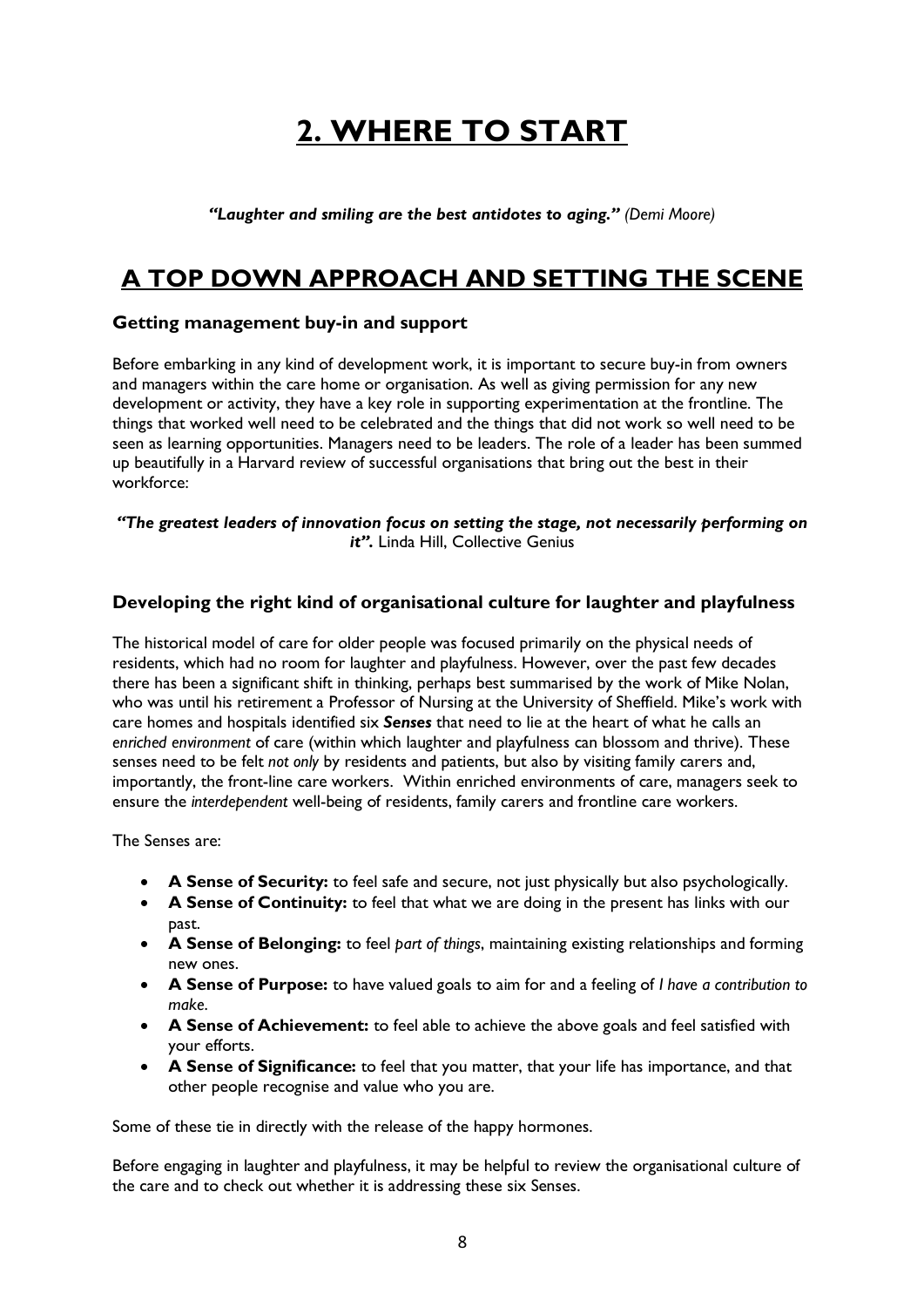# 2. WHERE TO START

***"Laughter and smiling are the best antidotes to aging."*** *(Demi Moore)*

## A TOP DOWN APPROACH AND SETTING THE SCENE

### Getting management buy-in and support

Before embarking in any kind of development work, it is important to secure buy-in from owners and managers within the care home or organisation. As well as giving permission for any new development or activity, they have a key role in supporting experimentation at the frontline. The things that worked well need to be celebrated and the things that did not work so well need to be seen as learning opportunities. Managers need to be leaders. The role of a leader has been summed up beautifully in a Harvard review of successful organisations that bring out the best in their workforce:

***"The greatest leaders of innovation focus on setting the stage, not necessarily performing on it".*** Linda Hill, Collective Genius

### Developing the right kind of organisational culture for laughter and playfulness

The historical model of care for older people was focused primarily on the physical needs of residents, which had no room for laughter and playfulness. However, over the past few decades there has been a significant shift in thinking, perhaps best summarised by the work of Mike Nolan, who was until his retirement a Professor of Nursing at the University of Sheffield. Mike's work with care homes and hospitals identified six ***Senses*** that need to lie at the heart of what he calls an *enriched environment* of care (within which laughter and playfulness can blossom and thrive). These senses need to be felt *not only* by residents and patients, but also by visiting family carers and, importantly, the front-line care workers. Within enriched environments of care, managers seek to ensure the *interdependent* well-being of residents, family carers and frontline care workers.

The Senses are:

- **A Sense of Security:** to feel safe and secure, not just physically but also psychologically.
- **A Sense of Continuity:** to feel that what we are doing in the present has links with our past.
- **A Sense of Belonging:** to feel *part of things*, maintaining existing relationships and forming new ones.
- **A Sense of Purpose:** to have valued goals to aim for and a feeling of *I have a contribution to make*.
- **A Sense of Achievement:** to feel able to achieve the above goals and feel satisfied with your efforts.
- **A Sense of Significance:** to feel that you matter, that your life has importance, and that other people recognise and value who you are.

Some of these tie in directly with the release of the happy hormones.

Before engaging in laughter and playfulness, it may be helpful to review the organisational culture of the care and to check out whether it is addressing these six Senses.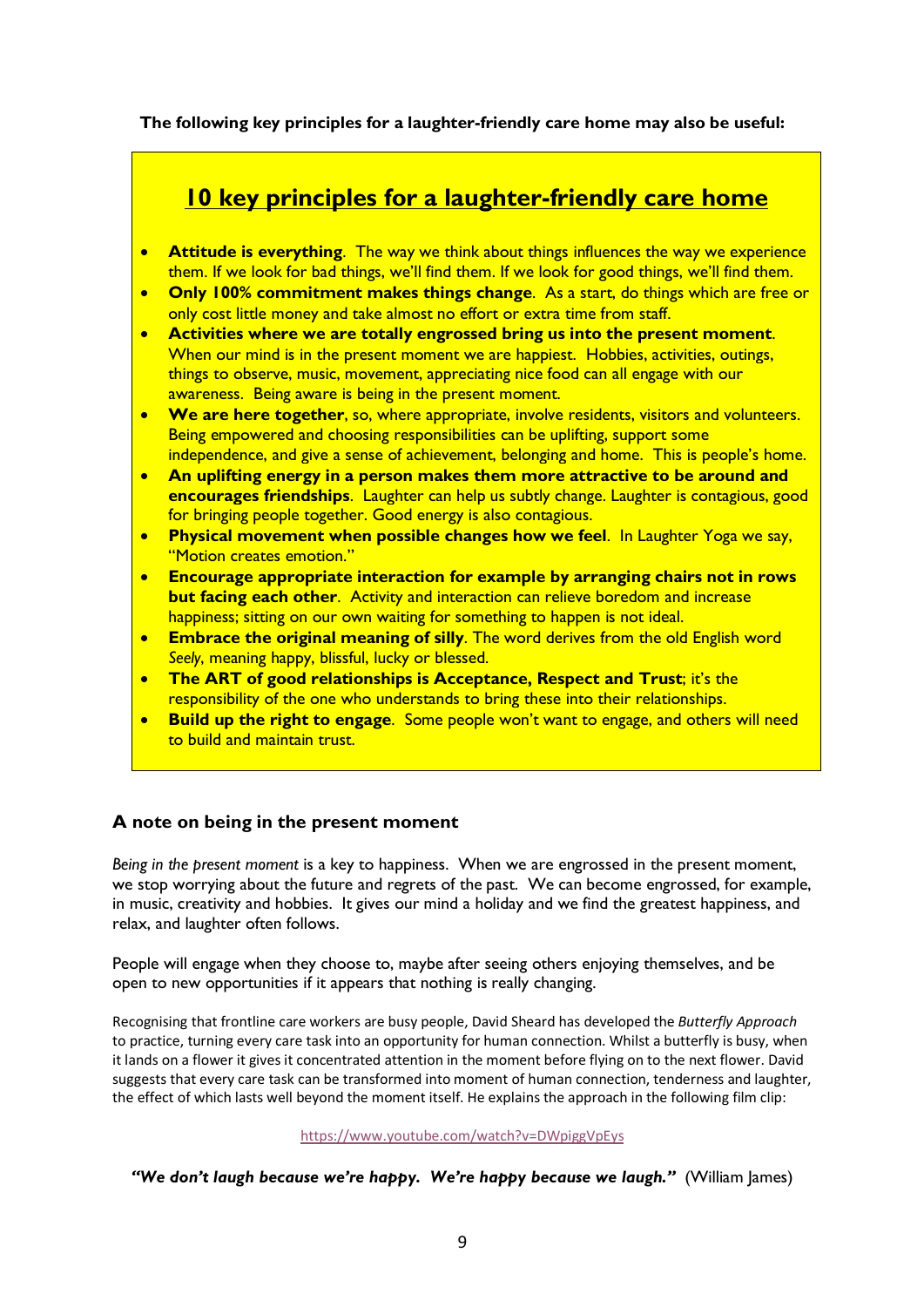**The following key principles for a laughter-friendly care home may also be useful:**

## 10 key principles for a laughter-friendly care home

- **Attitude is everything**. The way we think about things influences the way we experience them. If we look for bad things, we'll find them. If we look for good things, we'll find them.
- **Only 100% commitment makes things change**. As a start, do things which are free or only cost little money and take almost no effort or extra time from staff.
- **Activities where we are totally engrossed bring us into the present moment**. When our mind is in the present moment we are happiest. Hobbies, activities, outings, things to observe, music, movement, appreciating nice food can all engage with our awareness. Being aware is being in the present moment.
- **We are here together**, so, where appropriate, involve residents, visitors and volunteers. Being empowered and choosing responsibilities can be uplifting, support some independence, and give a sense of achievement, belonging and home. This is people's home.
- **An uplifting energy in a person makes them more attractive to be around and encourages friendships**. Laughter can help us subtly change. Laughter is contagious, good for bringing people together. Good energy is also contagious.
- **Physical movement when possible changes how we feel**. In Laughter Yoga we say, "Motion creates emotion."
- **Encourage appropriate interaction for example by arranging chairs not in rows but facing each other**. Activity and interaction can relieve boredom and increase happiness; sitting on our own waiting for something to happen is not ideal.
- **Embrace the original meaning of silly**. The word derives from the old English word *Seely*, meaning happy, blissful, lucky or blessed.
- **The ART of good relationships is Acceptance, Respect and Trust**; it's the responsibility of the one who understands to bring these into their relationships.
- **Build up the right to engage**. Some people won't want to engage, and others will need to build and maintain trust.

### A note on being in the present moment

*Being in the present moment* is a key to happiness. When we are engrossed in the present moment, we stop worrying about the future and regrets of the past. We can become engrossed, for example, in music, creativity and hobbies. It gives our mind a holiday and we find the greatest happiness, and relax, and laughter often follows.

People will engage when they choose to, maybe after seeing others enjoying themselves, and be open to new opportunities if it appears that nothing is really changing.

Recognising that frontline care workers are busy people, David Sheard has developed the *Butterfly Approach* to practice, turning every care task into an opportunity for human connection. Whilst a butterfly is busy, when it lands on a flower it gives it concentrated attention in the moment before flying on to the next flower. David suggests that every care task can be transformed into moment of human connection, tenderness and laughter, the effect of which lasts well beyond the moment itself. He explains the approach in the following film clip:

https://www.youtube.com/watch?v=DWpiggVpEys

***"We don't laugh because we're happy. We're happy because we laugh."*** (William James)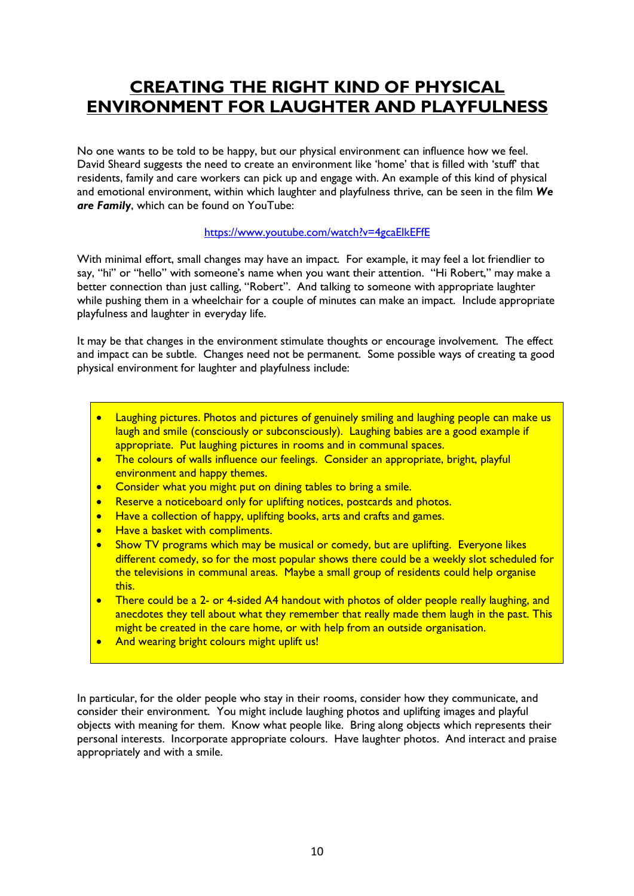# CREATING THE RIGHT KIND OF PHYSICAL ENVIRONMENT FOR LAUGHTER AND PLAYFULNESS

No one wants to be told to be happy, but our physical environment can influence how we feel. David Sheard suggests the need to create an environment like 'home' that is filled with 'stuff' that residents, family and care workers can pick up and engage with. An example of this kind of physical and emotional environment, within which laughter and playfulness thrive, can be seen in the film ***We are Family***, which can be found on YouTube:

https://www.youtube.com/watch?v=4gcaElkEFfE

With minimal effort, small changes may have an impact. For example, it may feel a lot friendlier to say, "hi" or "hello" with someone's name when you want their attention. "Hi Robert," may make a better connection than just calling, "Robert". And talking to someone with appropriate laughter while pushing them in a wheelchair for a couple of minutes can make an impact. Include appropriate playfulness and laughter in everyday life.

It may be that changes in the environment stimulate thoughts or encourage involvement. The effect and impact can be subtle. Changes need not be permanent. Some possible ways of creating ta good physical environment for laughter and playfulness include:

- Laughing pictures. Photos and pictures of genuinely smiling and laughing people can make us laugh and smile (consciously or subconsciously). Laughing babies are a good example if appropriate. Put laughing pictures in rooms and in communal spaces.
- The colours of walls influence our feelings. Consider an appropriate, bright, playful environment and happy themes.
- Consider what you might put on dining tables to bring a smile.
- Reserve a noticeboard only for uplifting notices, postcards and photos.
- Have a collection of happy, uplifting books, arts and crafts and games.
- Have a basket with compliments.
- Show TV programs which may be musical or comedy, but are uplifting. Everyone likes different comedy, so for the most popular shows there could be a weekly slot scheduled for the televisions in communal areas. Maybe a small group of residents could help organise this.
- There could be a 2- or 4-sided A4 handout with photos of older people really laughing, and anecdotes they tell about what they remember that really made them laugh in the past. This might be created in the care home, or with help from an outside organisation.
- And wearing bright colours might uplift us!

In particular, for the older people who stay in their rooms, consider how they communicate, and consider their environment. You might include laughing photos and uplifting images and playful objects with meaning for them. Know what people like. Bring along objects which represents their personal interests. Incorporate appropriate colours. Have laughter photos. And interact and praise appropriately and with a smile.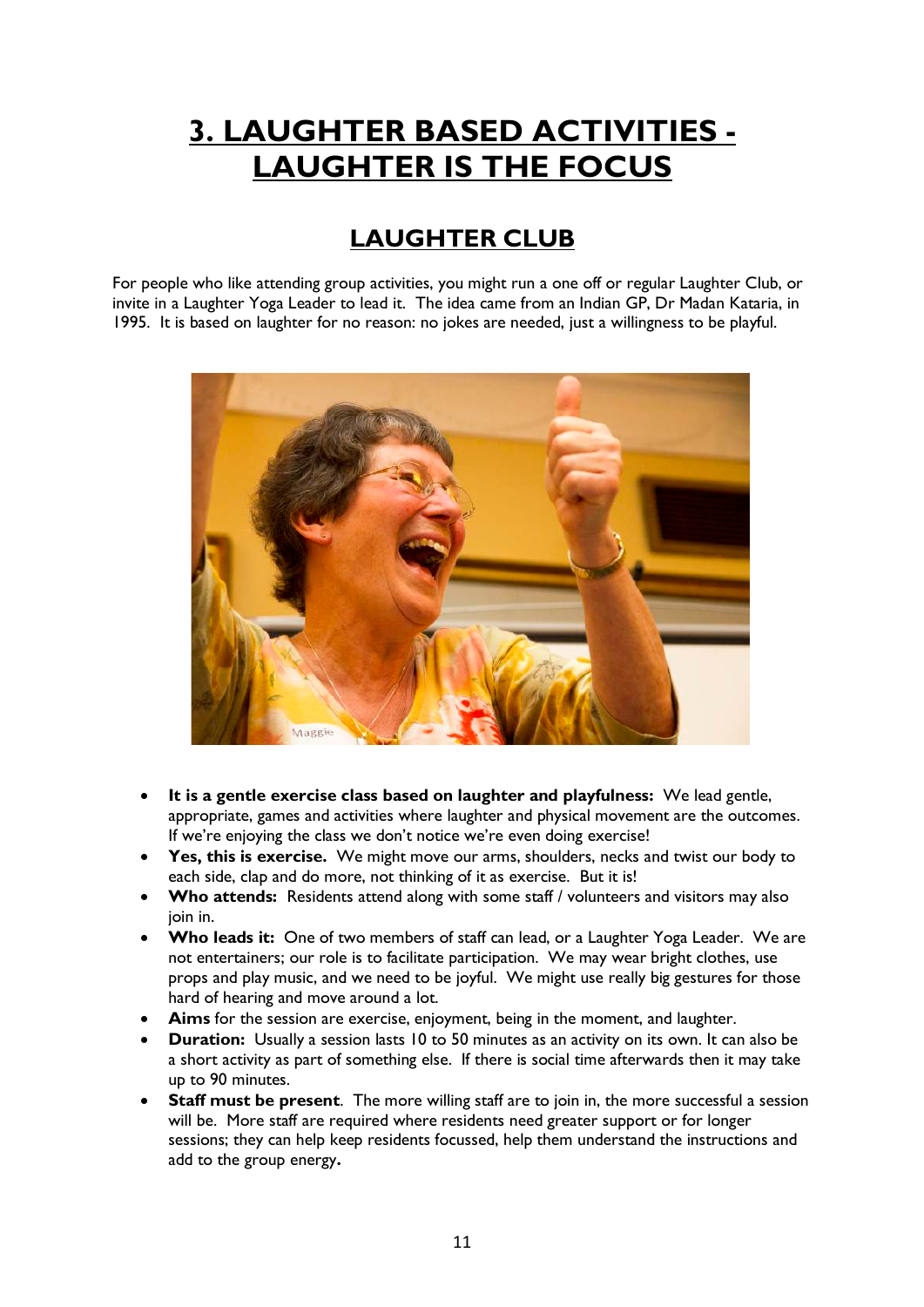# 3. LAUGHTER BASED ACTIVITIES - LAUGHTER IS THE FOCUS

## LAUGHTER CLUB

For people who like attending group activities, you might run a one off or regular Laughter Club, or invite in a Laughter Yoga Leader to lead it. The idea came from an Indian GP, Dr Madan Kataria, in 1995. It is based on laughter for no reason: no jokes are needed, just a willingness to be playful.

- **It is a gentle exercise class based on laughter and playfulness:** We lead gentle, appropriate, games and activities where laughter and physical movement are the outcomes. If we're enjoying the class we don't notice we're even doing exercise!
- **Yes, this is exercise.** We might move our arms, shoulders, necks and twist our body to each side, clap and do more, not thinking of it as exercise. But it is!
- **Who attends:** Residents attend along with some staff / volunteers and visitors may also join in.
- **Who leads it:** One of two members of staff can lead, or a Laughter Yoga Leader. We are not entertainers; our role is to facilitate participation. We may wear bright clothes, use props and play music, and we need to be joyful. We might use really big gestures for those hard of hearing and move around a lot.
- **Aims** for the session are exercise, enjoyment, being in the moment, and laughter.
- **Duration:** Usually a session lasts 10 to 50 minutes as an activity on its own. It can also be a short activity as part of something else. If there is social time afterwards then it may take up to 90 minutes.
- **Staff must be present**. The more willing staff are to join in, the more successful a session will be. More staff are required where residents need greater support or for longer sessions; they can help keep residents focussed, help them understand the instructions and add to the group energy**.**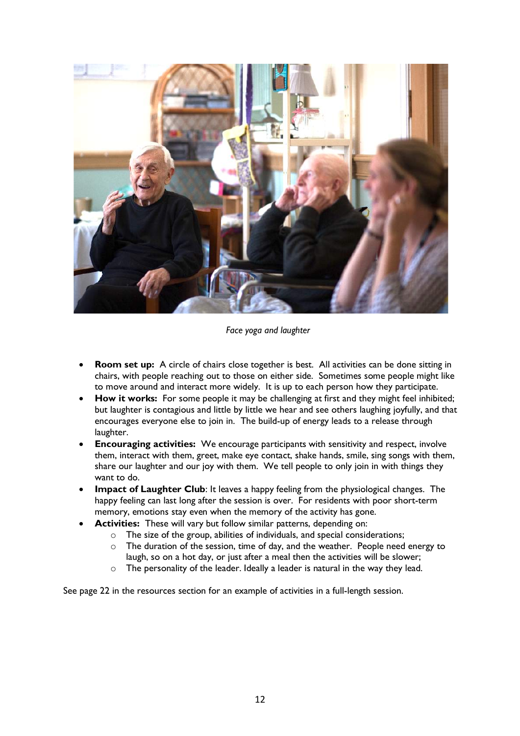*Face yoga and laughter*

- **Room set up:** A circle of chairs close together is best. All activities can be done sitting in chairs, with people reaching out to those on either side. Sometimes some people might like to move around and interact more widely. It is up to each person how they participate.
- **How it works:** For some people it may be challenging at first and they might feel inhibited; but laughter is contagious and little by little we hear and see others laughing joyfully, and that encourages everyone else to join in. The build-up of energy leads to a release through laughter.
- **Encouraging activities:** We encourage participants with sensitivity and respect, involve them, interact with them, greet, make eye contact, shake hands, smile, sing songs with them, share our laughter and our joy with them. We tell people to only join in with things they want to do.
- **Impact of Laughter Club**: It leaves a happy feeling from the physiological changes. The happy feeling can last long after the session is over. For residents with poor short-term memory, emotions stay even when the memory of the activity has gone.
- **Activities:** These will vary but follow similar patterns, depending on:
  - The size of the group, abilities of individuals, and special considerations;
  - The duration of the session, time of day, and the weather. People need energy to laugh, so on a hot day, or just after a meal then the activities will be slower;
  - The personality of the leader. Ideally a leader is natural in the way they lead.

See page 22 in the resources section for an example of activities in a full-length session.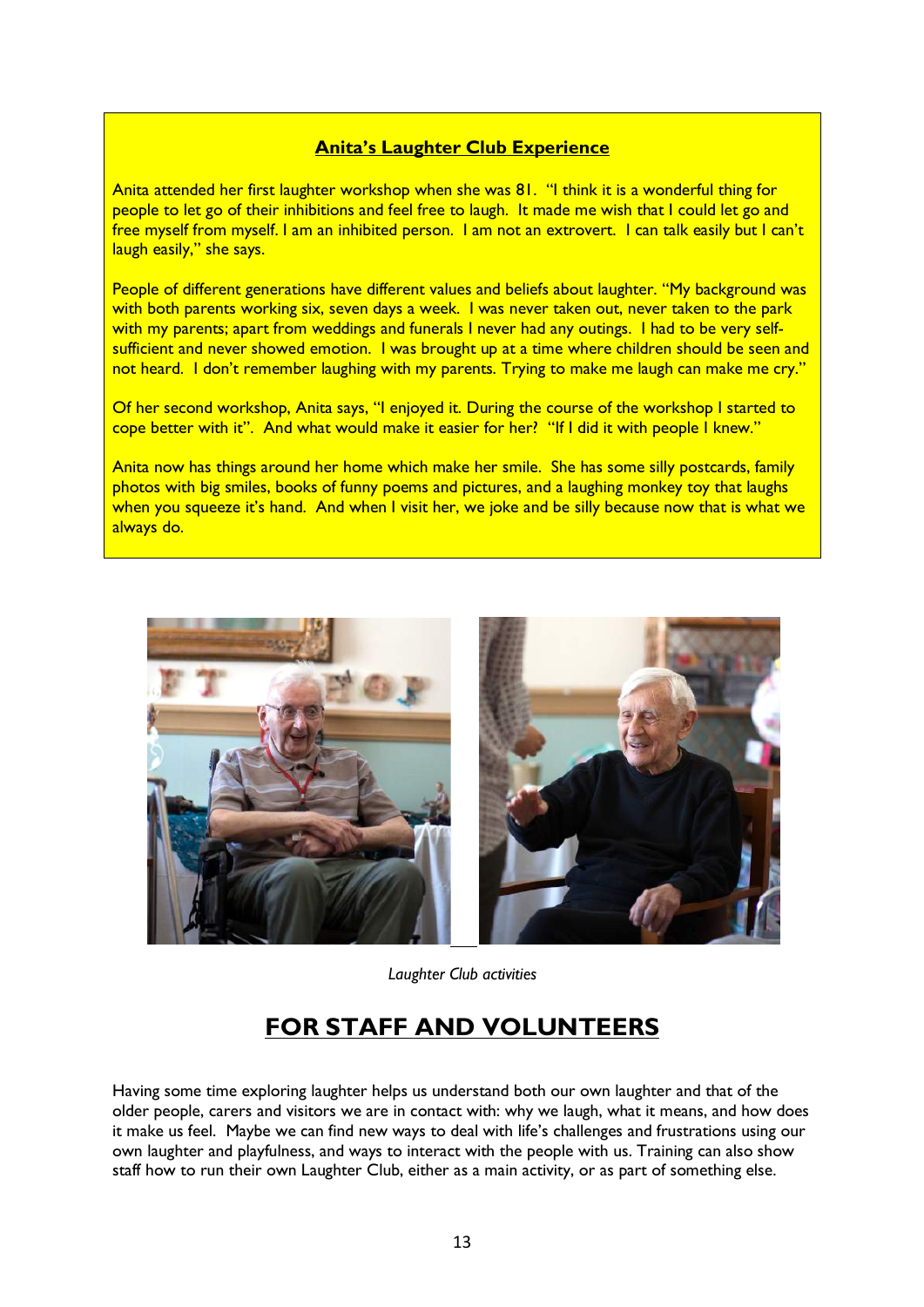## Anita's Laughter Club Experience

Anita attended her first laughter workshop when she was 81. "I think it is a wonderful thing for people to let go of their inhibitions and feel free to laugh. It made me wish that I could let go and free myself from myself. I am an inhibited person. I am not an extrovert. I can talk easily but I can't laugh easily," she says.

People of different generations have different values and beliefs about laughter. "My background was with both parents working six, seven days a week. I was never taken out, never taken to the park with my parents; apart from weddings and funerals I never had any outings. I had to be very self-sufficient and never showed emotion. I was brought up at a time where children should be seen and not heard. I don't remember laughing with my parents. Trying to make me laugh can make me cry."

Of her second workshop, Anita says, "I enjoyed it. During the course of the workshop I started to cope better with it". And what would make it easier for her? "If I did it with people I knew."

Anita now has things around her home which make her smile. She has some silly postcards, family photos with big smiles, books of funny poems and pictures, and a laughing monkey toy that laughs when you squeeze it's hand. And when I visit her, we joke and be silly because now that is what we always do.

*Laughter Club activities*

# FOR STAFF AND VOLUNTEERS

Having some time exploring laughter helps us understand both our own laughter and that of the older people, carers and visitors we are in contact with: why we laugh, what it means, and how does it make us feel. Maybe we can find new ways to deal with life's challenges and frustrations using our own laughter and playfulness, and ways to interact with the people with us. Training can also show staff how to run their own Laughter Club, either as a main activity, or as part of something else.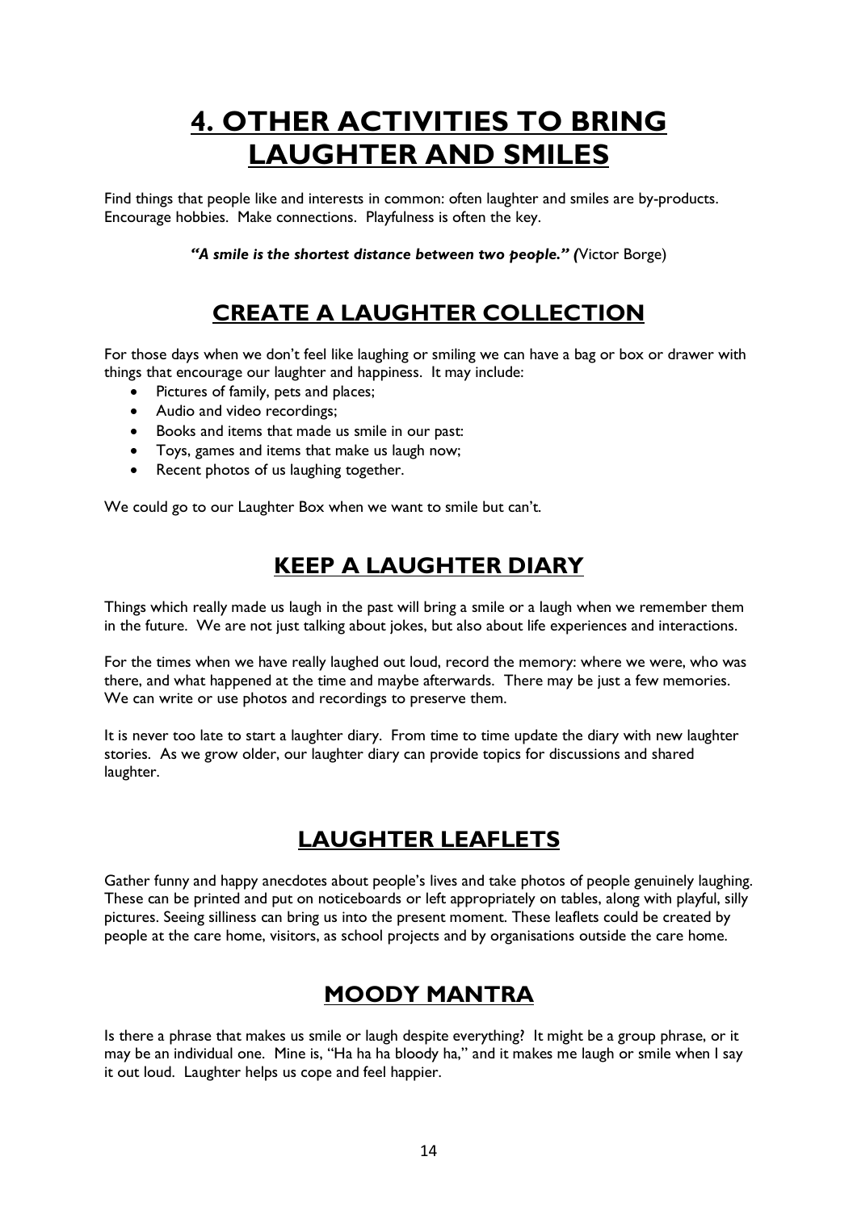# 4. OTHER ACTIVITIES TO BRING LAUGHTER AND SMILES

Find things that people like and interests in common: often laughter and smiles are by-products. Encourage hobbies. Make connections. Playfulness is often the key.

***"A smile is the shortest distance between two people." (***Victor Borge)

## CREATE A LAUGHTER COLLECTION

For those days when we don't feel like laughing or smiling we can have a bag or box or drawer with things that encourage our laughter and happiness. It may include:

- Pictures of family, pets and places;
- Audio and video recordings;
- Books and items that made us smile in our past:
- Toys, games and items that make us laugh now;
- Recent photos of us laughing together.

We could go to our Laughter Box when we want to smile but can't.

## KEEP A LAUGHTER DIARY

Things which really made us laugh in the past will bring a smile or a laugh when we remember them in the future. We are not just talking about jokes, but also about life experiences and interactions.

For the times when we have really laughed out loud, record the memory: where we were, who was there, and what happened at the time and maybe afterwards. There may be just a few memories. We can write or use photos and recordings to preserve them.

It is never too late to start a laughter diary. From time to time update the diary with new laughter stories. As we grow older, our laughter diary can provide topics for discussions and shared laughter.

## LAUGHTER LEAFLETS

Gather funny and happy anecdotes about people's lives and take photos of people genuinely laughing. These can be printed and put on noticeboards or left appropriately on tables, along with playful, silly pictures. Seeing silliness can bring us into the present moment. These leaflets could be created by people at the care home, visitors, as school projects and by organisations outside the care home.

## MOODY MANTRA

Is there a phrase that makes us smile or laugh despite everything? It might be a group phrase, or it may be an individual one. Mine is, "Ha ha ha bloody ha," and it makes me laugh or smile when I say it out loud. Laughter helps us cope and feel happier.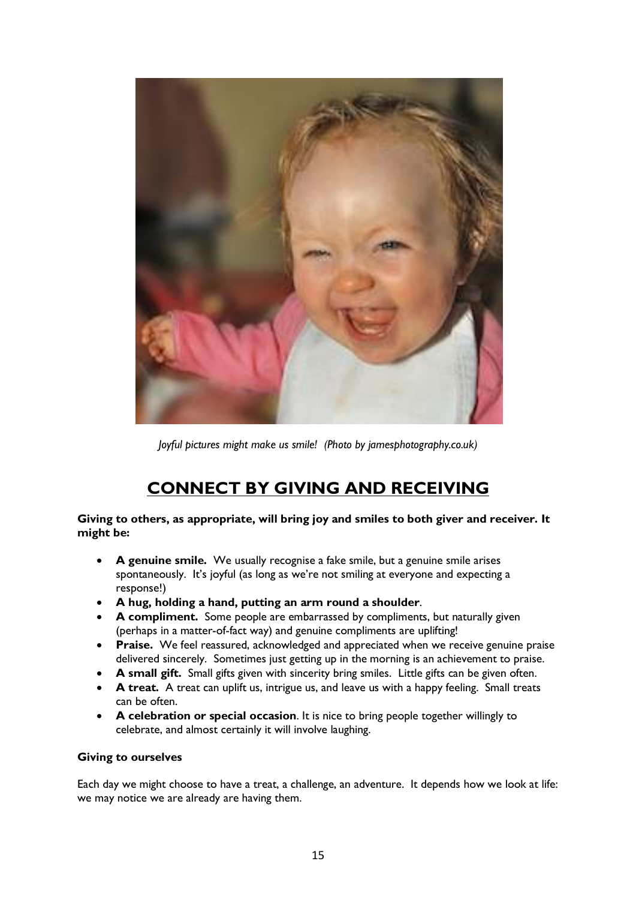*Joyful pictures might make us smile! (Photo by jamesphotography.co.uk)*

# CONNECT BY GIVING AND RECEIVING

**Giving to others, as appropriate, will bring joy and smiles to both giver and receiver. It might be:**

- **A genuine smile.** We usually recognise a fake smile, but a genuine smile arises spontaneously. It's joyful (as long as we're not smiling at everyone and expecting a response!)
- **A hug, holding a hand, putting an arm round a shoulder**.
- **A compliment.** Some people are embarrassed by compliments, but naturally given (perhaps in a matter-of-fact way) and genuine compliments are uplifting!
- **Praise.** We feel reassured, acknowledged and appreciated when we receive genuine praise delivered sincerely. Sometimes just getting up in the morning is an achievement to praise.
- **A small gift.** Small gifts given with sincerity bring smiles. Little gifts can be given often.
- **A treat.** A treat can uplift us, intrigue us, and leave us with a happy feeling. Small treats can be often.
- **A celebration or special occasion**. It is nice to bring people together willingly to celebrate, and almost certainly it will involve laughing.

**Giving to ourselves**

Each day we might choose to have a treat, a challenge, an adventure. It depends how we look at life: we may notice we are already are having them.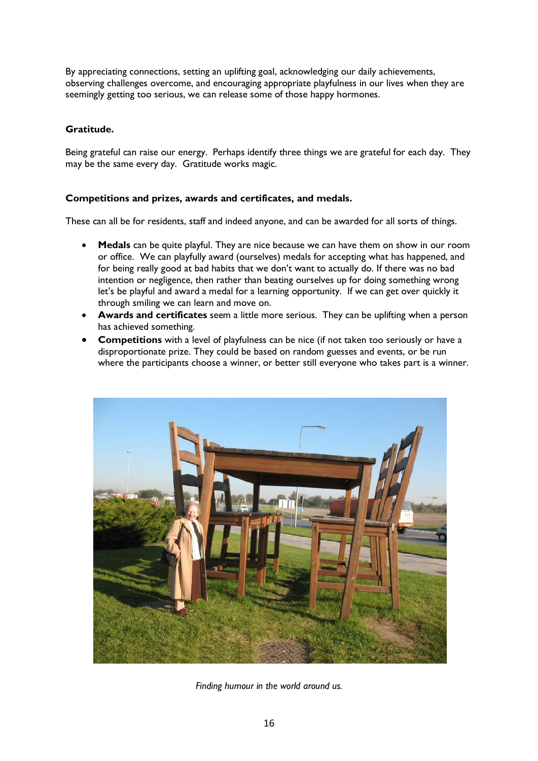By appreciating connections, setting an uplifting goal, acknowledging our daily achievements, observing challenges overcome, and encouraging appropriate playfulness in our lives when they are seemingly getting too serious, we can release some of those happy hormones.

**Gratitude.**

Being grateful can raise our energy. Perhaps identify three things we are grateful for each day. They may be the same every day. Gratitude works magic.

**Competitions and prizes, awards and certificates, and medals.**

These can all be for residents, staff and indeed anyone, and can be awarded for all sorts of things.

- **Medals** can be quite playful. They are nice because we can have them on show in our room or office. We can playfully award (ourselves) medals for accepting what has happened, and for being really good at bad habits that we don't want to actually do. If there was no bad intention or negligence, then rather than beating ourselves up for doing something wrong let's be playful and award a medal for a learning opportunity. If we can get over quickly it through smiling we can learn and move on.
- **Awards and certificates** seem a little more serious. They can be uplifting when a person has achieved something.
- **Competitions** with a level of playfulness can be nice (if not taken too seriously or have a disproportionate prize. They could be based on random guesses and events, or be run where the participants choose a winner, or better still everyone who takes part is a winner.

*Finding humour in the world around us.*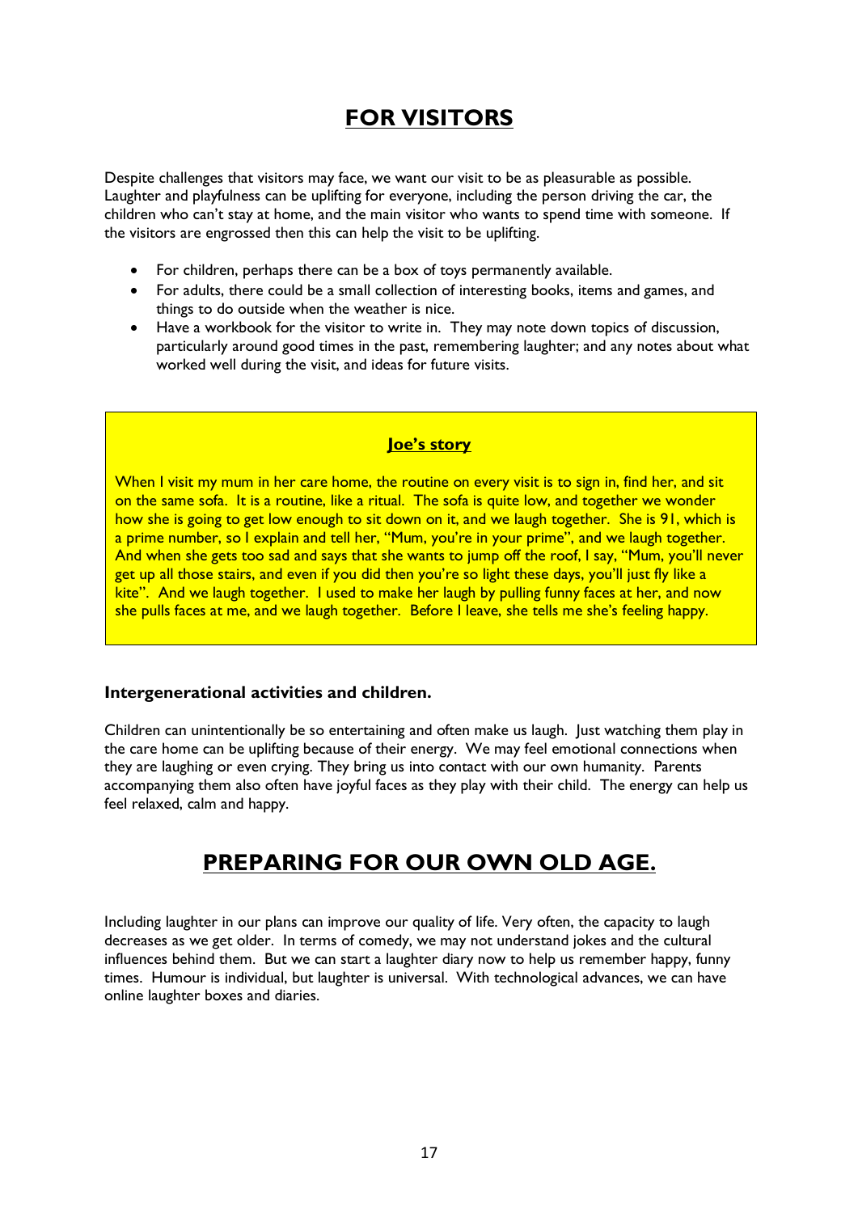## FOR VISITORS

Despite challenges that visitors may face, we want our visit to be as pleasurable as possible. Laughter and playfulness can be uplifting for everyone, including the person driving the car, the children who can't stay at home, and the main visitor who wants to spend time with someone. If the visitors are engrossed then this can help the visit to be uplifting.

- For children, perhaps there can be a box of toys permanently available.
- For adults, there could be a small collection of interesting books, items and games, and things to do outside when the weather is nice.
- Have a workbook for the visitor to write in. They may note down topics of discussion, particularly around good times in the past, remembering laughter; and any notes about what worked well during the visit, and ideas for future visits.

### Joe's story

When I visit my mum in her care home, the routine on every visit is to sign in, find her, and sit on the same sofa. It is a routine, like a ritual. The sofa is quite low, and together we wonder how she is going to get low enough to sit down on it, and we laugh together. She is 91, which is a prime number, so I explain and tell her, "Mum, you're in your prime", and we laugh together. And when she gets too sad and says that she wants to jump off the roof, I say, "Mum, you'll never get up all those stairs, and even if you did then you're so light these days, you'll just fly like a kite". And we laugh together. I used to make her laugh by pulling funny faces at her, and now she pulls faces at me, and we laugh together. Before I leave, she tells me she's feeling happy.

**Intergenerational activities and children.**

Children can unintentionally be so entertaining and often make us laugh. Just watching them play in the care home can be uplifting because of their energy. We may feel emotional connections when they are laughing or even crying. They bring us into contact with our own humanity. Parents accompanying them also often have joyful faces as they play with their child. The energy can help us feel relaxed, calm and happy.

## PREPARING FOR OUR OWN OLD AGE.

Including laughter in our plans can improve our quality of life. Very often, the capacity to laugh decreases as we get older. In terms of comedy, we may not understand jokes and the cultural influences behind them. But we can start a laughter diary now to help us remember happy, funny times. Humour is individual, but laughter is universal. With technological advances, we can have online laughter boxes and diaries.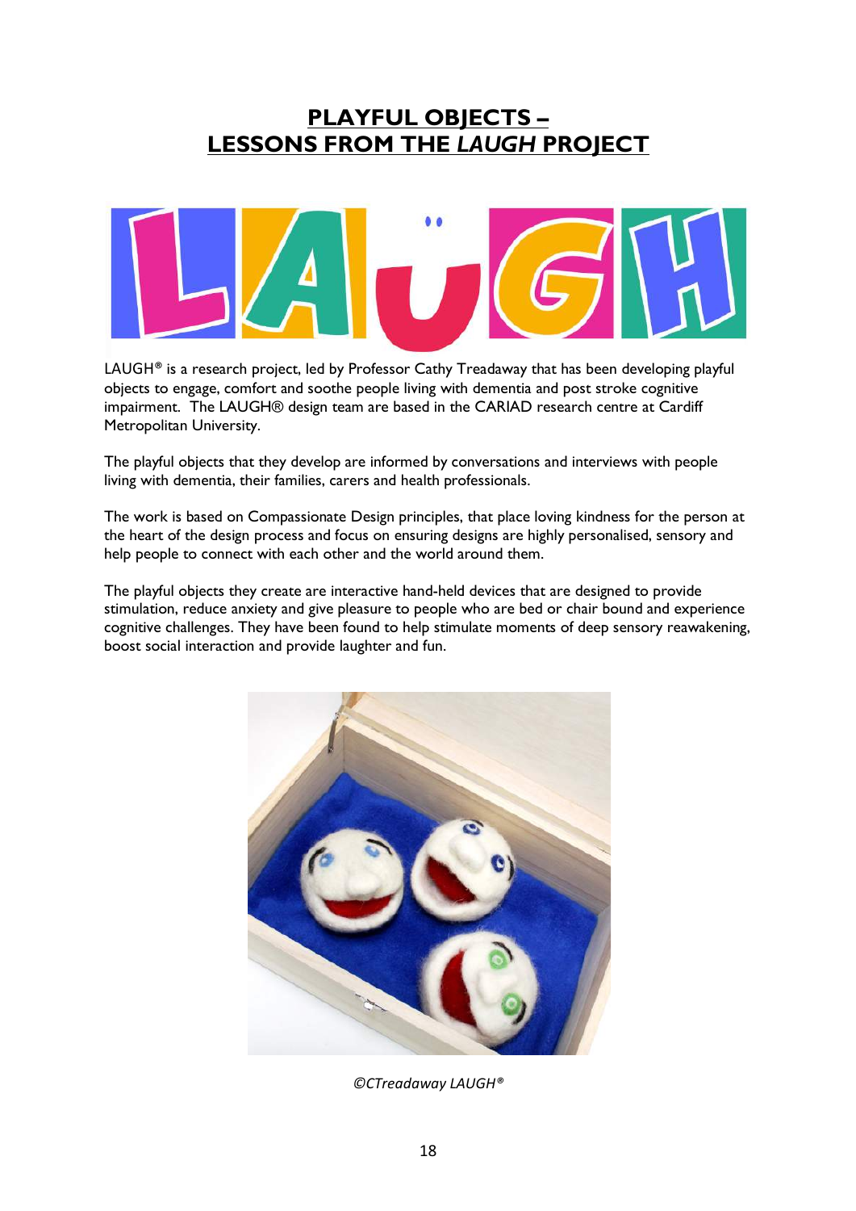# PLAYFUL OBJECTS – LESSONS FROM THE *LAUGH* PROJECT

LAUGH® is a research project, led by Professor Cathy Treadaway that has been developing playful objects to engage, comfort and soothe people living with dementia and post stroke cognitive impairment. The LAUGH® design team are based in the CARIAD research centre at Cardiff Metropolitan University.

The playful objects that they develop are informed by conversations and interviews with people living with dementia, their families, carers and health professionals.

The work is based on Compassionate Design principles, that place loving kindness for the person at the heart of the design process and focus on ensuring designs are highly personalised, sensory and help people to connect with each other and the world around them.

The playful objects they create are interactive hand-held devices that are designed to provide stimulation, reduce anxiety and give pleasure to people who are bed or chair bound and experience cognitive challenges. They have been found to help stimulate moments of deep sensory reawakening, boost social interaction and provide laughter and fun.

*©CTreadaway LAUGH®*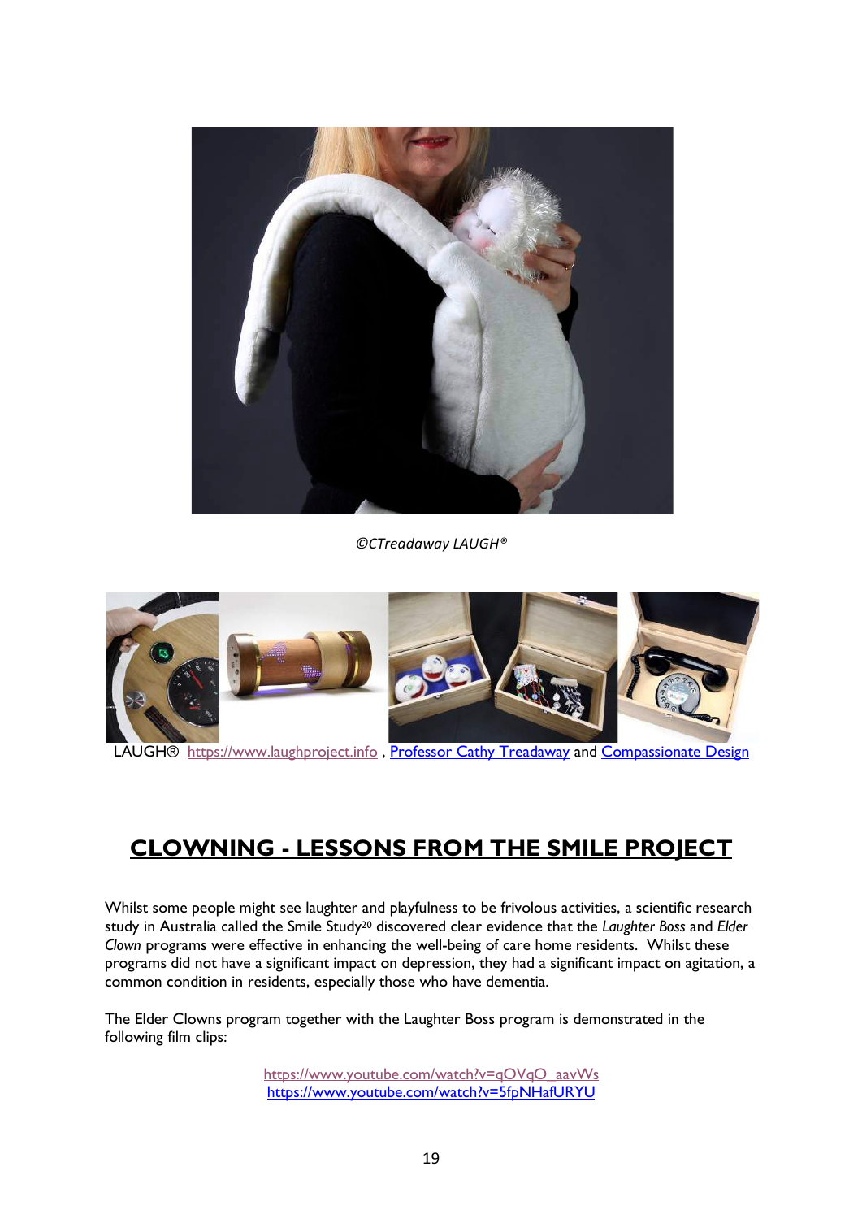©CTreadaway LAUGH®

LAUGH® https://www.laughproject.info , Professor Cathy Treadaway and Compassionate Design

## CLOWNING - LESSONS FROM THE SMILE PROJECT

Whilst some people might see laughter and playfulness to be frivolous activities, a scientific research study in Australia called the Smile Study[20] discovered clear evidence that the *Laughter Boss* and *Elder Clown* programs were effective in enhancing the well-being of care home residents. Whilst these programs did not have a significant impact on depression, they had a significant impact on agitation, a common condition in residents, especially those who have dementia.

The Elder Clowns program together with the Laughter Boss program is demonstrated in the following film clips:

https://www.youtube.com/watch?v=qOVqO_aavWs
https://www.youtube.com/watch?v=5fpNHafURYU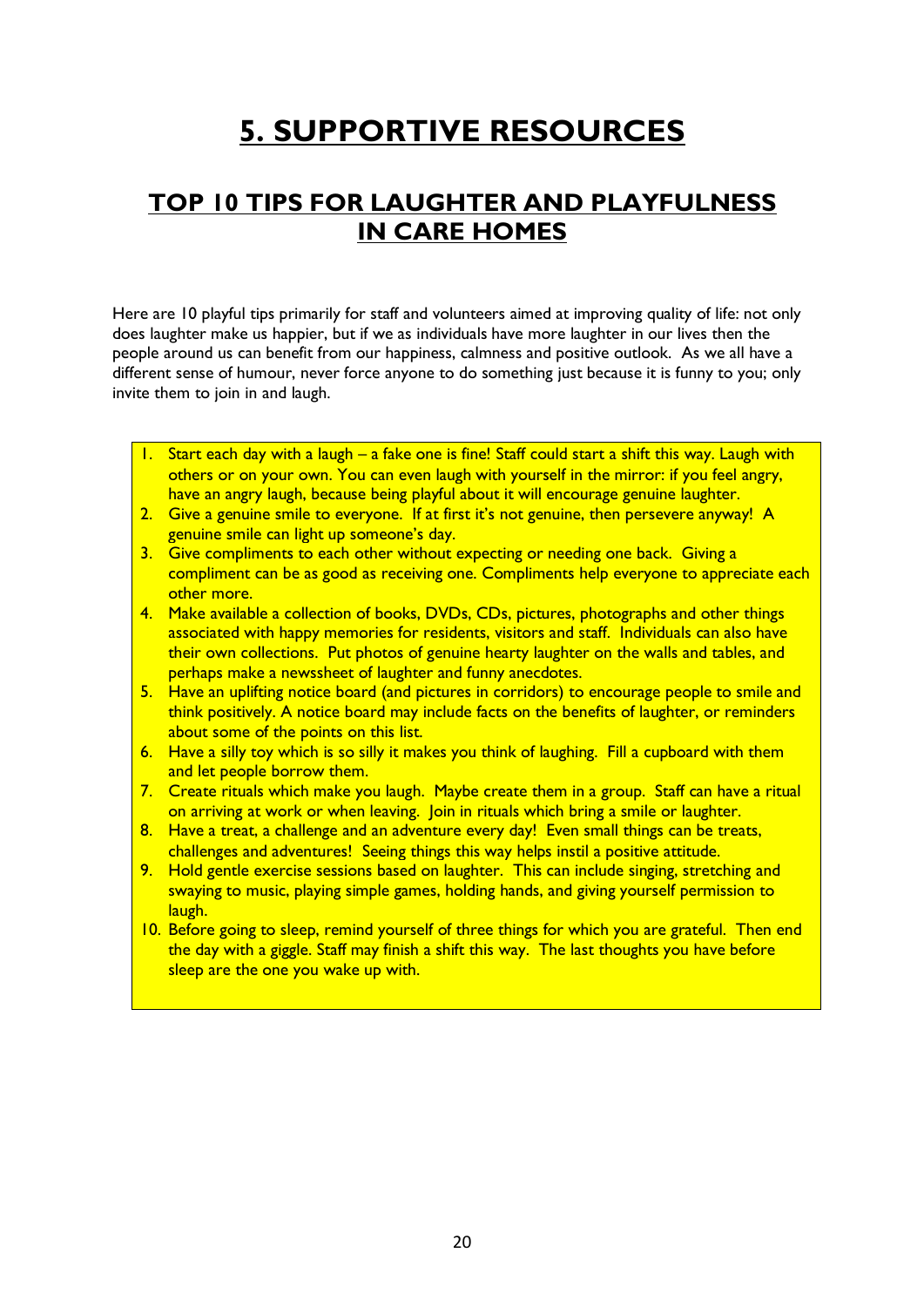# 5. SUPPORTIVE RESOURCES

## TOP 10 TIPS FOR LAUGHTER AND PLAYFULNESS IN CARE HOMES

Here are 10 playful tips primarily for staff and volunteers aimed at improving quality of life: not only does laughter make us happier, but if we as individuals have more laughter in our lives then the people around us can benefit from our happiness, calmness and positive outlook. As we all have a different sense of humour, never force anyone to do something just because it is funny to you; only invite them to join in and laugh.

1. Start each day with a laugh – a fake one is fine! Staff could start a shift this way. Laugh with others or on your own. You can even laugh with yourself in the mirror: if you feel angry, have an angry laugh, because being playful about it will encourage genuine laughter.
2. Give a genuine smile to everyone. If at first it's not genuine, then persevere anyway! A genuine smile can light up someone's day.
3. Give compliments to each other without expecting or needing one back. Giving a compliment can be as good as receiving one. Compliments help everyone to appreciate each other more.
4. Make available a collection of books, DVDs, CDs, pictures, photographs and other things associated with happy memories for residents, visitors and staff. Individuals can also have their own collections. Put photos of genuine hearty laughter on the walls and tables, and perhaps make a newssheet of laughter and funny anecdotes.
5. Have an uplifting notice board (and pictures in corridors) to encourage people to smile and think positively. A notice board may include facts on the benefits of laughter, or reminders about some of the points on this list.
6. Have a silly toy which is so silly it makes you think of laughing. Fill a cupboard with them and let people borrow them.
7. Create rituals which make you laugh. Maybe create them in a group. Staff can have a ritual on arriving at work or when leaving. Join in rituals which bring a smile or laughter.
8. Have a treat, a challenge and an adventure every day! Even small things can be treats, challenges and adventures! Seeing things this way helps instil a positive attitude.
9. Hold gentle exercise sessions based on laughter. This can include singing, stretching and swaying to music, playing simple games, holding hands, and giving yourself permission to laugh.
10. Before going to sleep, remind yourself of three things for which you are grateful. Then end the day with a giggle. Staff may finish a shift this way. The last thoughts you have before sleep are the one you wake up with.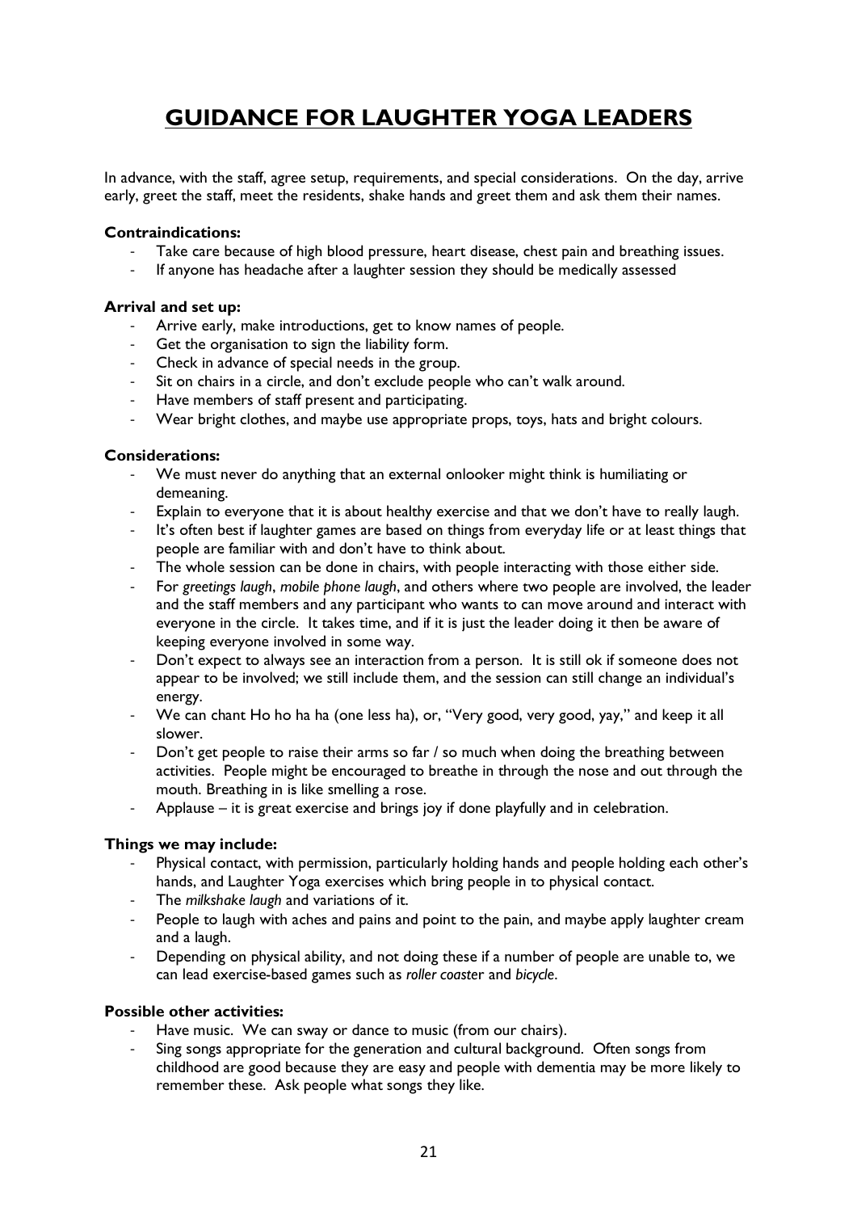# GUIDANCE FOR LAUGHTER YOGA LEADERS

In advance, with the staff, agree setup, requirements, and special considerations. On the day, arrive early, greet the staff, meet the residents, shake hands and greet them and ask them their names.

**Contraindications:**

- Take care because of high blood pressure, heart disease, chest pain and breathing issues.
- If anyone has headache after a laughter session they should be medically assessed

**Arrival and set up:**

- Arrive early, make introductions, get to know names of people.
- Get the organisation to sign the liability form.
- Check in advance of special needs in the group.
- Sit on chairs in a circle, and don't exclude people who can't walk around.
- Have members of staff present and participating.
- Wear bright clothes, and maybe use appropriate props, toys, hats and bright colours.

**Considerations:**

- We must never do anything that an external onlooker might think is humiliating or demeaning.
- Explain to everyone that it is about healthy exercise and that we don't have to really laugh.
- It's often best if laughter games are based on things from everyday life or at least things that people are familiar with and don't have to think about.
- The whole session can be done in chairs, with people interacting with those either side.
- For *greetings laugh*, *mobile phone laugh*, and others where two people are involved, the leader and the staff members and any participant who wants to can move around and interact with everyone in the circle. It takes time, and if it is just the leader doing it then be aware of keeping everyone involved in some way.
- Don't expect to always see an interaction from a person. It is still ok if someone does not appear to be involved; we still include them, and the session can still change an individual's energy.
- We can chant Ho ho ha ha (one less ha), or, "Very good, very good, yay," and keep it all slower.
- Don't get people to raise their arms so far / so much when doing the breathing between activities. People might be encouraged to breathe in through the nose and out through the mouth. Breathing in is like smelling a rose.
- Applause – it is great exercise and brings joy if done playfully and in celebration.

**Things we may include:**

- Physical contact, with permission, particularly holding hands and people holding each other's hands, and Laughter Yoga exercises which bring people in to physical contact.
- The *milkshake laugh* and variations of it.
- People to laugh with aches and pains and point to the pain, and maybe apply laughter cream and a laugh.
- Depending on physical ability, and not doing these if a number of people are unable to, we can lead exercise-based games such as *roller coaster* and *bicycle*.

**Possible other activities:**

- Have music. We can sway or dance to music (from our chairs).
- Sing songs appropriate for the generation and cultural background. Often songs from childhood are good because they are easy and people with dementia may be more likely to remember these. Ask people what songs they like.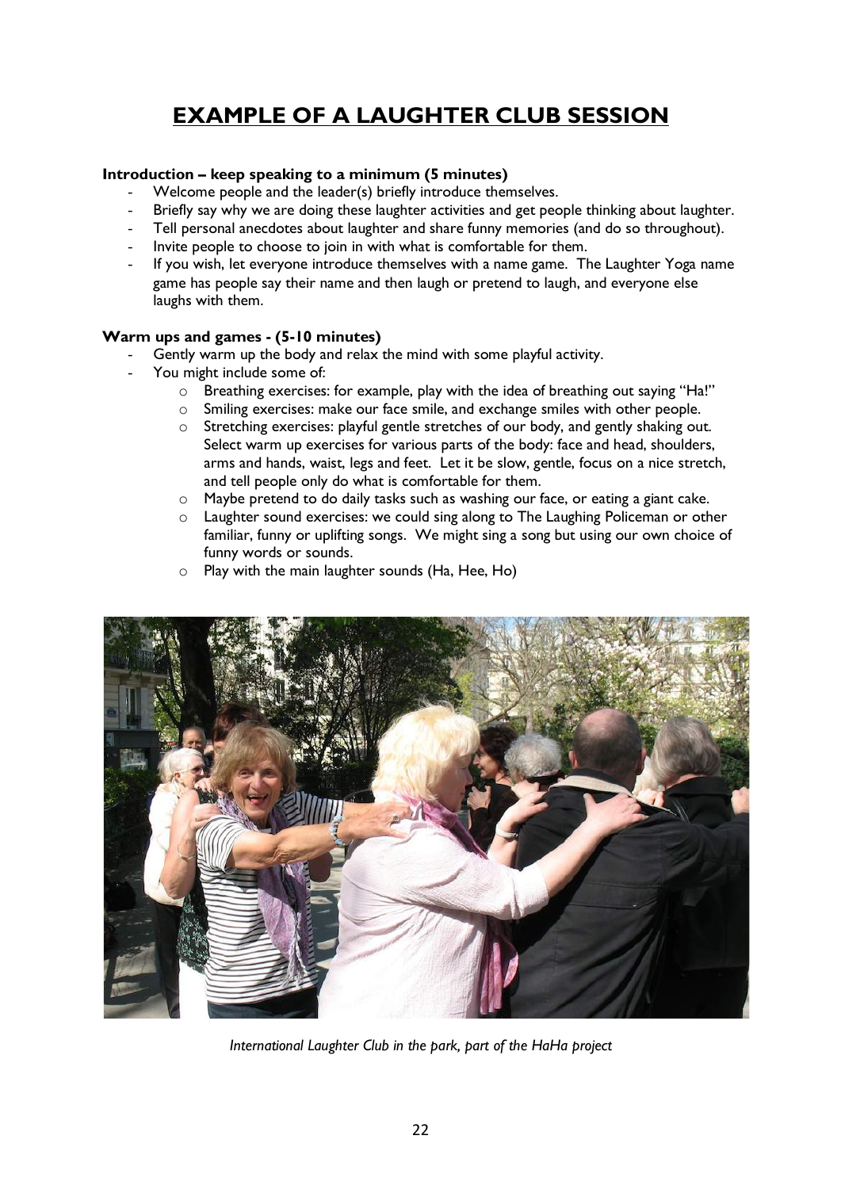# EXAMPLE OF A LAUGHTER CLUB SESSION

**Introduction – keep speaking to a minimum (5 minutes)**

- Welcome people and the leader(s) briefly introduce themselves.
- Briefly say why we are doing these laughter activities and get people thinking about laughter.
- Tell personal anecdotes about laughter and share funny memories (and do so throughout).
- Invite people to choose to join in with what is comfortable for them.
- If you wish, let everyone introduce themselves with a name game. The Laughter Yoga name game has people say their name and then laugh or pretend to laugh, and everyone else laughs with them.

**Warm ups and games - (5-10 minutes)**

- Gently warm up the body and relax the mind with some playful activity.
- You might include some of:
  - Breathing exercises: for example, play with the idea of breathing out saying "Ha!"
  - Smiling exercises: make our face smile, and exchange smiles with other people.
  - Stretching exercises: playful gentle stretches of our body, and gently shaking out. Select warm up exercises for various parts of the body: face and head, shoulders, arms and hands, waist, legs and feet. Let it be slow, gentle, focus on a nice stretch, and tell people only do what is comfortable for them.
  - Maybe pretend to do daily tasks such as washing our face, or eating a giant cake.
  - Laughter sound exercises: we could sing along to The Laughing Policeman or other familiar, funny or uplifting songs. We might sing a song but using our own choice of funny words or sounds.
  - Play with the main laughter sounds (Ha, Hee, Ho)

*International Laughter Club in the park, part of the HaHa project*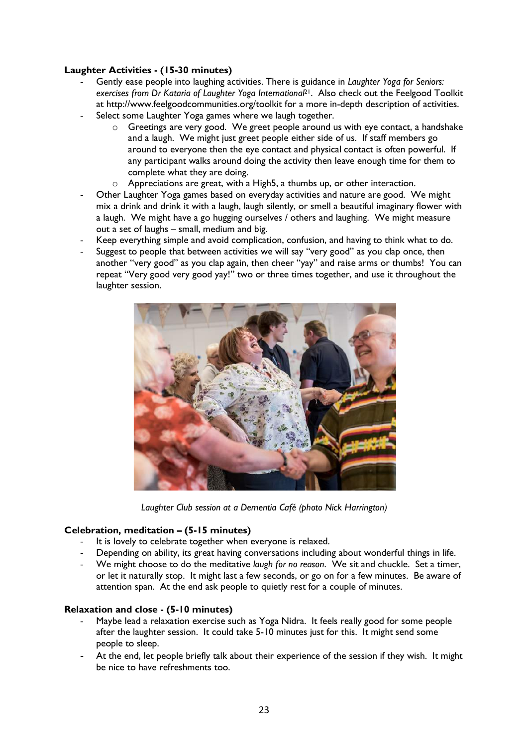**Laughter Activities - (15-30 minutes)**

- Gently ease people into laughing activities. There is guidance in *Laughter Yoga for Seniors: exercises from Dr Kataria of Laughter Yoga International*[21]. Also check out the Feelgood Toolkit at http://www.feelgoodcommunities.org/toolkit for a more in-depth description of activities.
- Select some Laughter Yoga games where we laugh together.
    - Greetings are very good. We greet people around us with eye contact, a handshake and a laugh. We might just greet people either side of us. If staff members go around to everyone then the eye contact and physical contact is often powerful. If any participant walks around doing the activity then leave enough time for them to complete what they are doing.
    - Appreciations are great, with a High5, a thumbs up, or other interaction.
- Other Laughter Yoga games based on everyday activities and nature are good. We might mix a drink and drink it with a laugh, laugh silently, or smell a beautiful imaginary flower with a laugh. We might have a go hugging ourselves / others and laughing. We might measure out a set of laughs – small, medium and big.
- Keep everything simple and avoid complication, confusion, and having to think what to do.
- Suggest to people that between activities we will say "very good" as you clap once, then another "very good" as you clap again, then cheer "yay" and raise arms or thumbs! You can repeat "Very good very good yay!" two or three times together, and use it throughout the laughter session.

*Laughter Club session at a Dementia Café (photo Nick Harrington)*

**Celebration, meditation – (5-15 minutes)**

- It is lovely to celebrate together when everyone is relaxed.
- Depending on ability, its great having conversations including about wonderful things in life.
- We might choose to do the meditative *laugh for no reason*. We sit and chuckle. Set a timer, or let it naturally stop. It might last a few seconds, or go on for a few minutes. Be aware of attention span. At the end ask people to quietly rest for a couple of minutes.

**Relaxation and close - (5-10 minutes)**

- Maybe lead a relaxation exercise such as Yoga Nidra. It feels really good for some people after the laughter session. It could take 5-10 minutes just for this. It might send some people to sleep.
- At the end, let people briefly talk about their experience of the session if they wish. It might be nice to have refreshments too.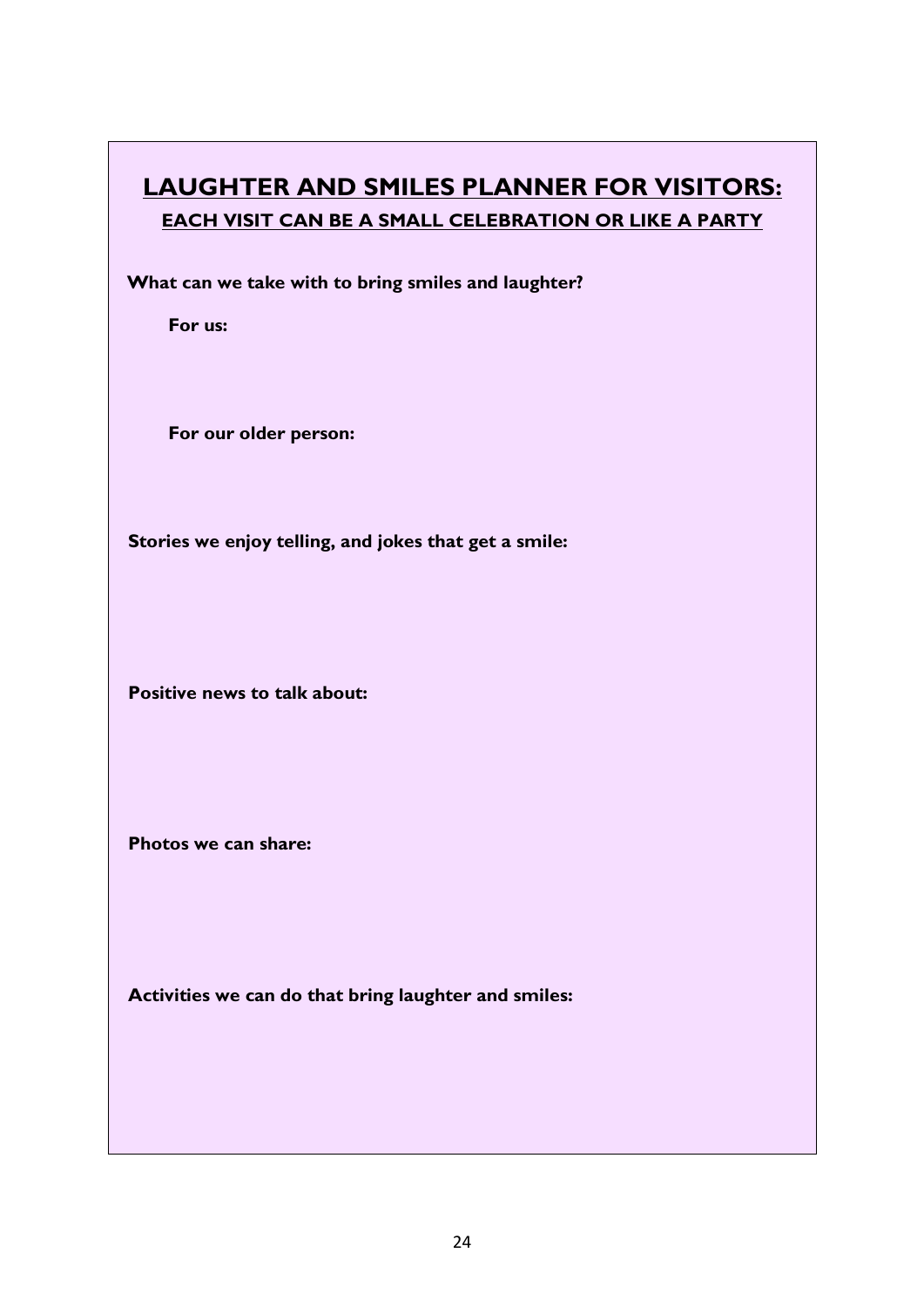# LAUGHTER AND SMILES PLANNER FOR VISITORS:

## EACH VISIT CAN BE A SMALL CELEBRATION OR LIKE A PARTY

**What can we take with to bring smiles and laughter?**

**For us:**

**For our older person:**

**Stories we enjoy telling, and jokes that get a smile:**

**Positive news to talk about:**

**Photos we can share:**

**Activities we can do that bring laughter and smiles:**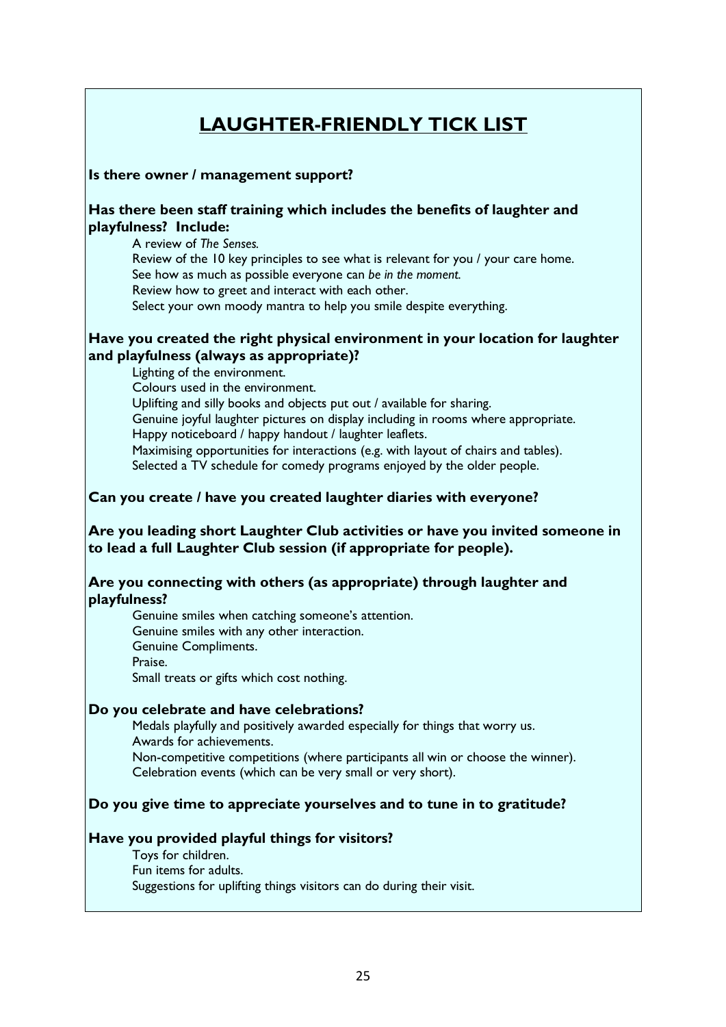# LAUGHTER-FRIENDLY TICK LIST

**Is there owner / management support?**

**Has there been staff training which includes the benefits of laughter and playfulness? Include:**

- A review of *The Senses.*
- Review of the 10 key principles to see what is relevant for you / your care home.
- See how as much as possible everyone can *be in the moment.*
- Review how to greet and interact with each other.
- Select your own moody mantra to help you smile despite everything.

**Have you created the right physical environment in your location for laughter and playfulness (always as appropriate)?**

- Lighting of the environment.
- Colours used in the environment.
- Uplifting and silly books and objects put out / available for sharing.
- Genuine joyful laughter pictures on display including in rooms where appropriate.
- Happy noticeboard / happy handout / laughter leaflets.
- Maximising opportunities for interactions (e.g. with layout of chairs and tables).
- Selected a TV schedule for comedy programs enjoyed by the older people.

**Can you create / have you created laughter diaries with everyone?**

**Are you leading short Laughter Club activities or have you invited someone in to lead a full Laughter Club session (if appropriate for people).**

**Are you connecting with others (as appropriate) through laughter and playfulness?**

- Genuine smiles when catching someone's attention.
- Genuine smiles with any other interaction.
- Genuine Compliments.
- Praise.
- Small treats or gifts which cost nothing.

**Do you celebrate and have celebrations?**

- Medals playfully and positively awarded especially for things that worry us.
- Awards for achievements.
- Non-competitive competitions (where participants all win or choose the winner).
- Celebration events (which can be very small or very short).

**Do you give time to appreciate yourselves and to tune in to gratitude?**

**Have you provided playful things for visitors?**

- Toys for children.
- Fun items for adults.
- Suggestions for uplifting things visitors can do during their visit.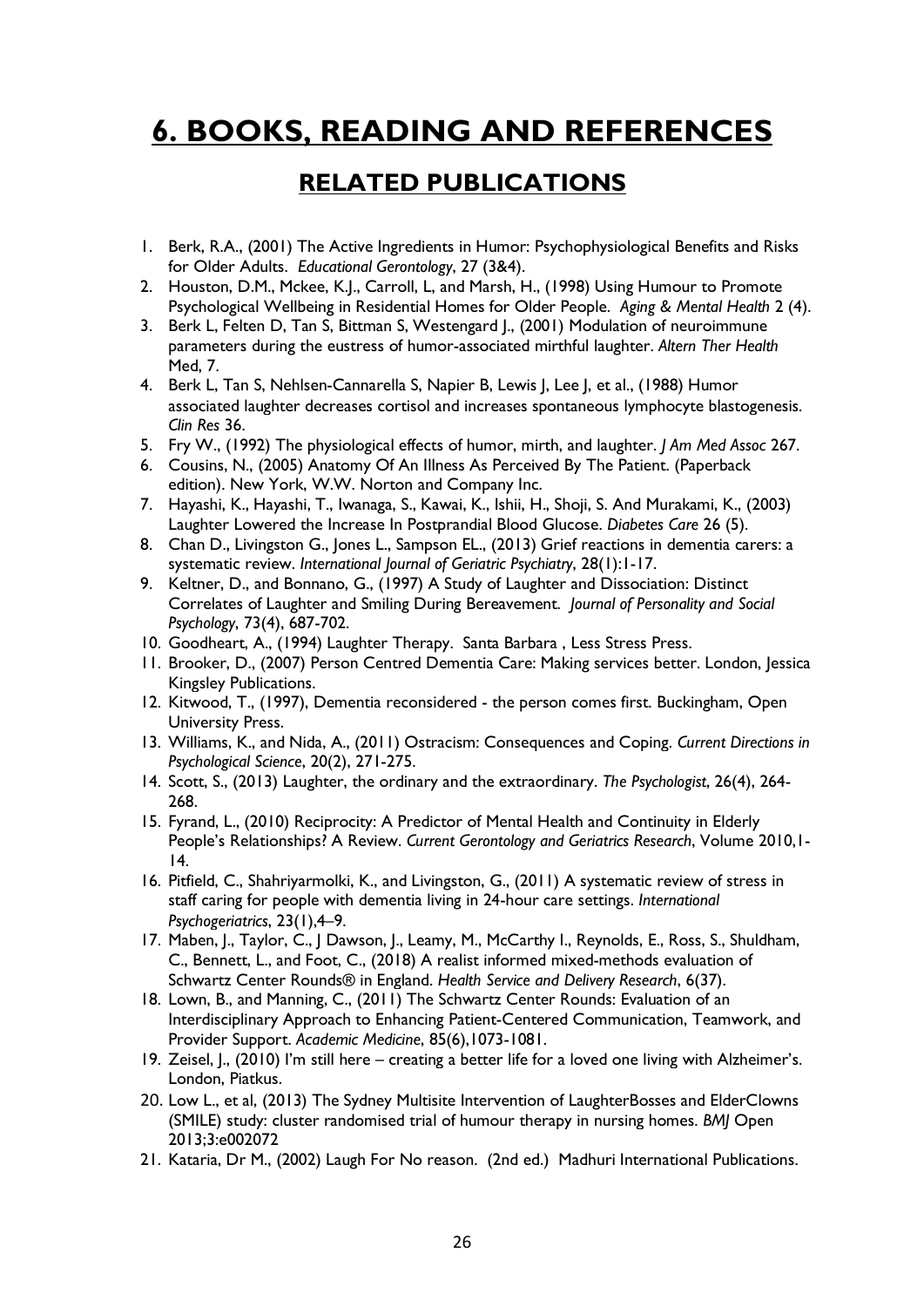# 6. BOOKS, READING AND REFERENCES

## RELATED PUBLICATIONS

1. Berk, R.A., (2001) The Active Ingredients in Humor: Psychophysiological Benefits and Risks for Older Adults. *Educational Gerontology*, 27 (3&4).
2. Houston, D.M., Mckee, K.J., Carroll, L, and Marsh, H., (1998) Using Humour to Promote Psychological Wellbeing in Residential Homes for Older People. *Aging & Mental Health* 2 (4).
3. Berk L, Felten D, Tan S, Bittman S, Westengard J., (2001) Modulation of neuroimmune parameters during the eustress of humor-associated mirthful laughter. *Altern Ther Health* Med, 7.
4. Berk L, Tan S, Nehlsen-Cannarella S, Napier B, Lewis J, Lee J, et al., (1988) Humor associated laughter decreases cortisol and increases spontaneous lymphocyte blastogenesis. *Clin Res* 36.
5. Fry W., (1992) The physiological effects of humor, mirth, and laughter. *J Am Med Assoc* 267.
6. Cousins, N., (2005) Anatomy Of An Illness As Perceived By The Patient. (Paperback edition). New York, W.W. Norton and Company Inc.
7. Hayashi, K., Hayashi, T., Iwanaga, S., Kawai, K., Ishii, H., Shoji, S. And Murakami, K., (2003) Laughter Lowered the Increase In Postprandial Blood Glucose. *Diabetes Care* 26 (5).
8. Chan D., Livingston G., Jones L., Sampson EL., (2013) Grief reactions in dementia carers: a systematic review. *International Journal of Geriatric Psychiatry*, 28(1):1-17.
9. Keltner, D., and Bonnano, G., (1997) A Study of Laughter and Dissociation: Distinct Correlates of Laughter and Smiling During Bereavement. *Journal of Personality and Social Psychology*, 73(4), 687-702.
10. Goodheart, A., (1994) Laughter Therapy. Santa Barbara , Less Stress Press.
11. Brooker, D., (2007) Person Centred Dementia Care: Making services better. London, Jessica Kingsley Publications.
12. Kitwood, T., (1997), Dementia reconsidered - the person comes first. Buckingham, Open University Press.
13. Williams, K., and Nida, A., (2011) Ostracism: Consequences and Coping. *Current Directions in Psychological Science*, 20(2), 271-275.
14. Scott, S., (2013) Laughter, the ordinary and the extraordinary. *The Psychologist*, 26(4), 264-268.
15. Fyrand, L., (2010) Reciprocity: A Predictor of Mental Health and Continuity in Elderly People's Relationships? A Review. *Current Gerontology and Geriatrics Research*, Volume 2010,1-14.
16. Pitfield, C., Shahriyarmolki, K., and Livingston, G., (2011) A systematic review of stress in staff caring for people with dementia living in 24-hour care settings. *International Psychogeriatrics*, 23(1),4–9.
17. Maben, J., Taylor, C., J Dawson, J., Leamy, M., McCarthy I., Reynolds, E., Ross, S., Shuldham, C., Bennett, L., and Foot, C., (2018) A realist informed mixed-methods evaluation of Schwartz Center Rounds® in England. *Health Service and Delivery Research*, 6(37).
18. Lown, B., and Manning, C., (2011) The Schwartz Center Rounds: Evaluation of an Interdisciplinary Approach to Enhancing Patient-Centered Communication, Teamwork, and Provider Support. *Academic Medicine*, 85(6),1073-1081.
19. Zeisel, J., (2010) I'm still here – creating a better life for a loved one living with Alzheimer's. London, Piatkus.
20. Low L., et al, (2013) The Sydney Multisite Intervention of LaughterBosses and ElderClowns (SMILE) study: cluster randomised trial of humour therapy in nursing homes. *BMJ* Open 2013;3:e002072
21. Kataria, Dr M., (2002) Laugh For No reason. (2nd ed.) Madhuri International Publications.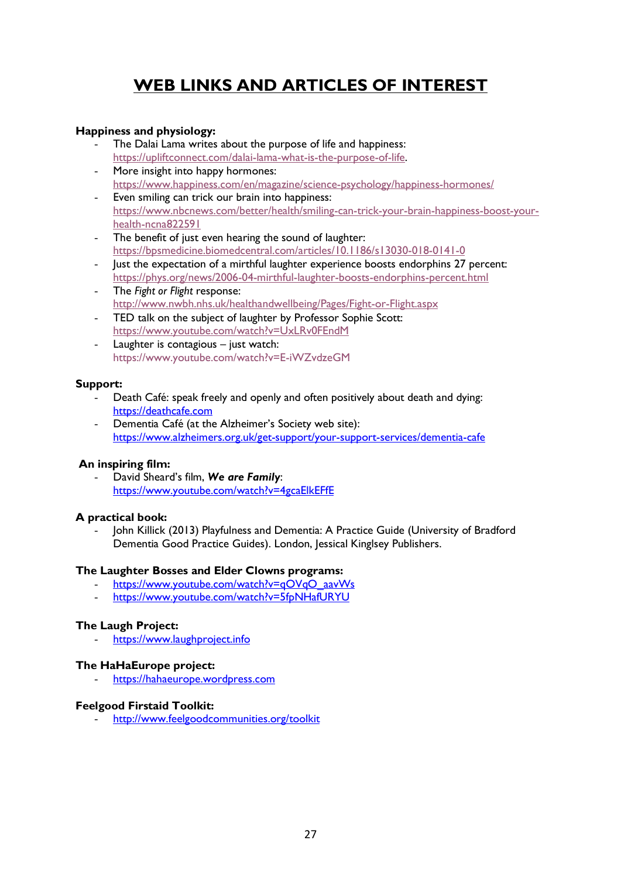# WEB LINKS AND ARTICLES OF INTEREST

**Happiness and physiology:**

- The Dalai Lama writes about the purpose of life and happiness: https://upliftconnect.com/dalai-lama-what-is-the-purpose-of-life.
- More insight into happy hormones: https://www.happiness.com/en/magazine/science-psychology/happiness-hormones/
- Even smiling can trick our brain into happiness: https://www.nbcnews.com/better/health/smiling-can-trick-your-brain-happiness-boost-your-health-ncna822591
- The benefit of just even hearing the sound of laughter: https://bpsmedicine.biomedcentral.com/articles/10.1186/s13030-018-0141-0
- Just the expectation of a mirthful laughter experience boosts endorphins 27 percent: https://phys.org/news/2006-04-mirthful-laughter-boosts-endorphins-percent.html
- The *Fight or Flight* response: http://www.nwbh.nhs.uk/healthandwellbeing/Pages/Fight-or-Flight.aspx
- TED talk on the subject of laughter by Professor Sophie Scott: https://www.youtube.com/watch?v=UxLRv0FEndM
- Laughter is contagious – just watch: https://www.youtube.com/watch?v=E-iWZvdzeGM

**Support:**

- Death Café: speak freely and openly and often positively about death and dying: https://deathcafe.com
- Dementia Café (at the Alzheimer's Society web site): https://www.alzheimers.org.uk/get-support/your-support-services/dementia-cafe

**An inspiring film:**

- David Sheard's film, ***We are Family***: https://www.youtube.com/watch?v=4gcaElkEFfE

**A practical book:**

- John Killick (2013) Playfulness and Dementia: A Practice Guide (University of Bradford Dementia Good Practice Guides). London, Jessical Kinglsey Publishers.

**The Laughter Bosses and Elder Clowns programs:**

- https://www.youtube.com/watch?v=qOVqO_aavWs
- https://www.youtube.com/watch?v=5fpNHafURYU

**The Laugh Project:**

- https://www.laughproject.info

**The HaHaEurope project:**

- https://hahaeurope.wordpress.com

**Feelgood Firstaid Toolkit:**

- http://www.feelgoodcommunities.org/toolkit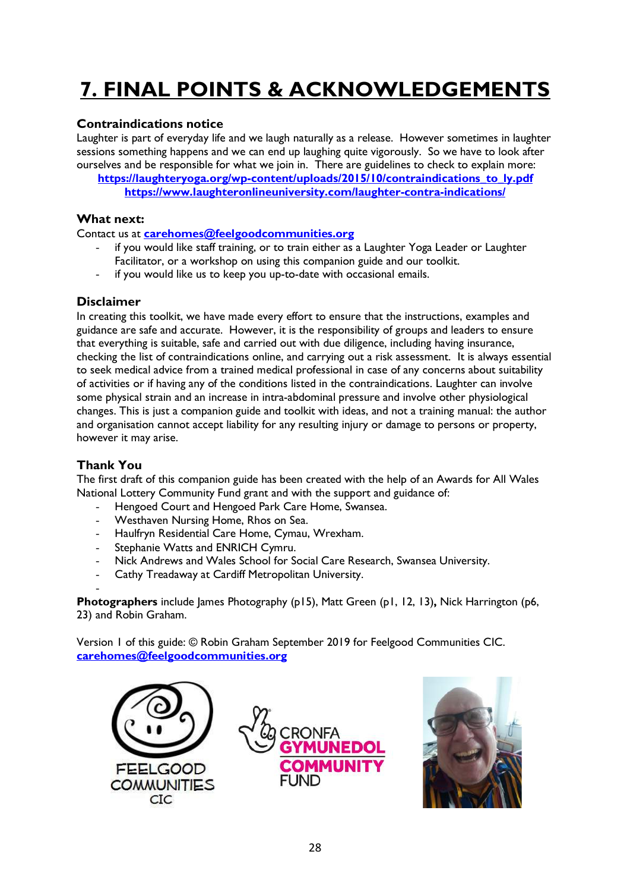# 7. FINAL POINTS & ACKNOWLEDGEMENTS

### Contraindications notice

Laughter is part of everyday life and we laugh naturally as a release. However sometimes in laughter sessions something happens and we can end up laughing quite vigorously. So we have to look after ourselves and be responsible for what we join in. There are guidelines to check to explain more:

**https://laughteryoga.org/wp-content/uploads/2015/10/contraindications_to_ly.pdf**
**https://www.laughteronlineuniversity.com/laughter-contra-indications/**

### What next:

Contact us at **carehomes@feelgoodcommunities.org**

- if you would like staff training, or to train either as a Laughter Yoga Leader or Laughter Facilitator, or a workshop on using this companion guide and our toolkit.
- if you would like us to keep you up-to-date with occasional emails.

### Disclaimer

In creating this toolkit, we have made every effort to ensure that the instructions, examples and guidance are safe and accurate. However, it is the responsibility of groups and leaders to ensure that everything is suitable, safe and carried out with due diligence, including having insurance, checking the list of contraindications online, and carrying out a risk assessment. It is always essential to seek medical advice from a trained medical professional in case of any concerns about suitability of activities or if having any of the conditions listed in the contraindications. Laughter can involve some physical strain and an increase in intra-abdominal pressure and involve other physiological changes. This is just a companion guide and toolkit with ideas, and not a training manual: the author and organisation cannot accept liability for any resulting injury or damage to persons or property, however it may arise.

### Thank You

The first draft of this companion guide has been created with the help of an Awards for All Wales National Lottery Community Fund grant and with the support and guidance of:

- Hengoed Court and Hengoed Park Care Home, Swansea.
- Westhaven Nursing Home, Rhos on Sea.
- Haulfryn Residential Care Home, Cymau, Wrexham.
- Stephanie Watts and ENRICH Cymru.
- Nick Andrews and Wales School for Social Care Research, Swansea University.
- Cathy Treadaway at Cardiff Metropolitan University.
-

**Photographers** include James Photography (p15), Matt Green (p1, 12, 13)**,** Nick Harrington (p6, 23) and Robin Graham.

Version 1 of this guide: © Robin Graham September 2019 for Feelgood Communities CIC.
**carehomes@feelgoodcommunities.org**

FEELGOOD COMMUNITIES CIC

CRONFA GYMUNEDOL COMMUNITY FUND